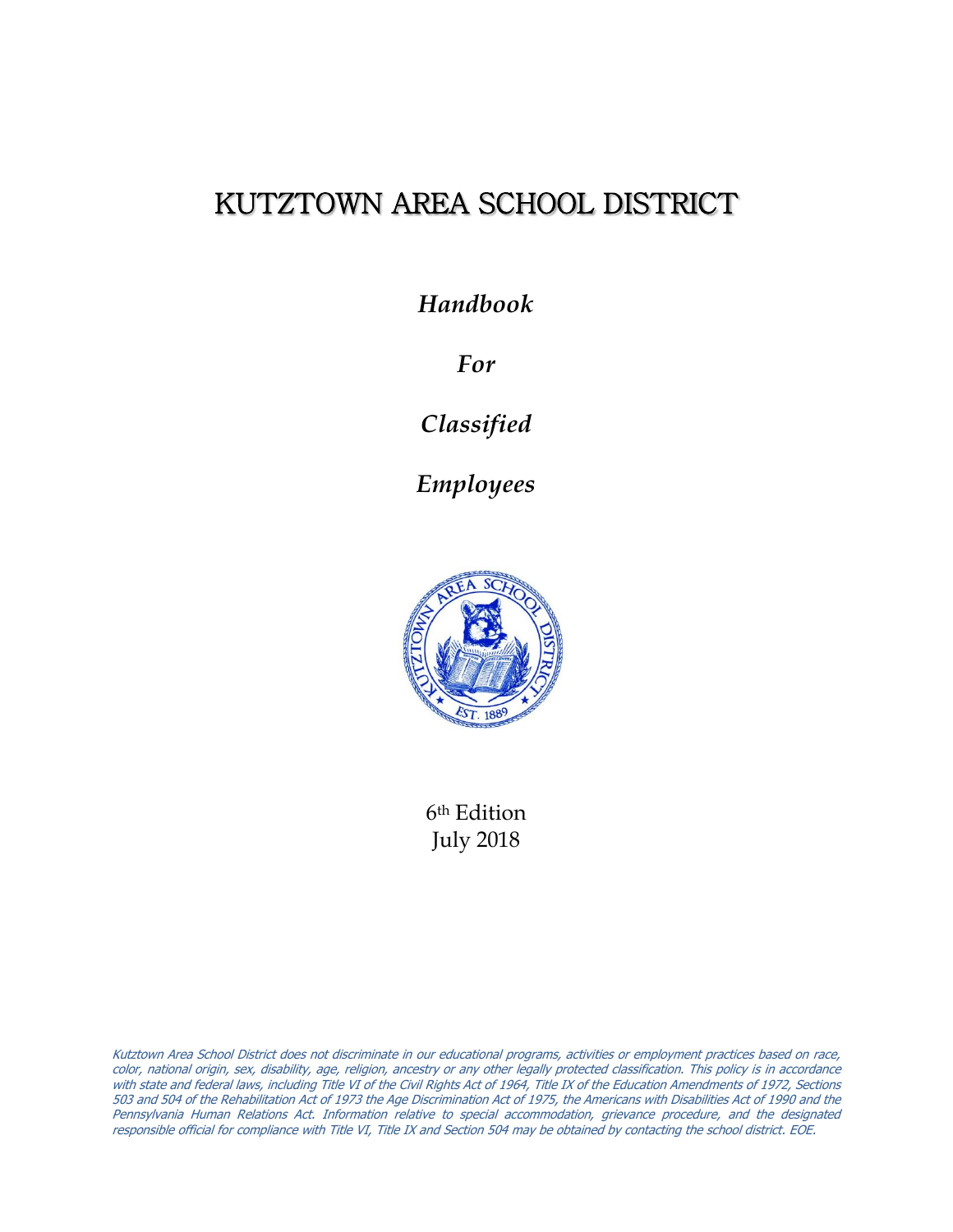# KUTZTOWN AREA SCHOOL DISTRICT

***Handbook***

***For***

***Classified***

***Employees***

6th Edition
July 2018

*Kutztown Area School District does not discriminate in our educational programs, activities or employment practices based on race, color, national origin, sex, disability, age, religion, ancestry or any other legally protected classification. This policy is in accordance with state and federal laws, including Title VI of the Civil Rights Act of 1964, Title IX of the Education Amendments of 1972, Sections 503 and 504 of the Rehabilitation Act of 1973 the Age Discrimination Act of 1975, the Americans with Disabilities Act of 1990 and the Pennsylvania Human Relations Act. Information relative to special accommodation, grievance procedure, and the designated responsible official for compliance with Title VI, Title IX and Section 504 may be obtained by contacting the school district. EOE.*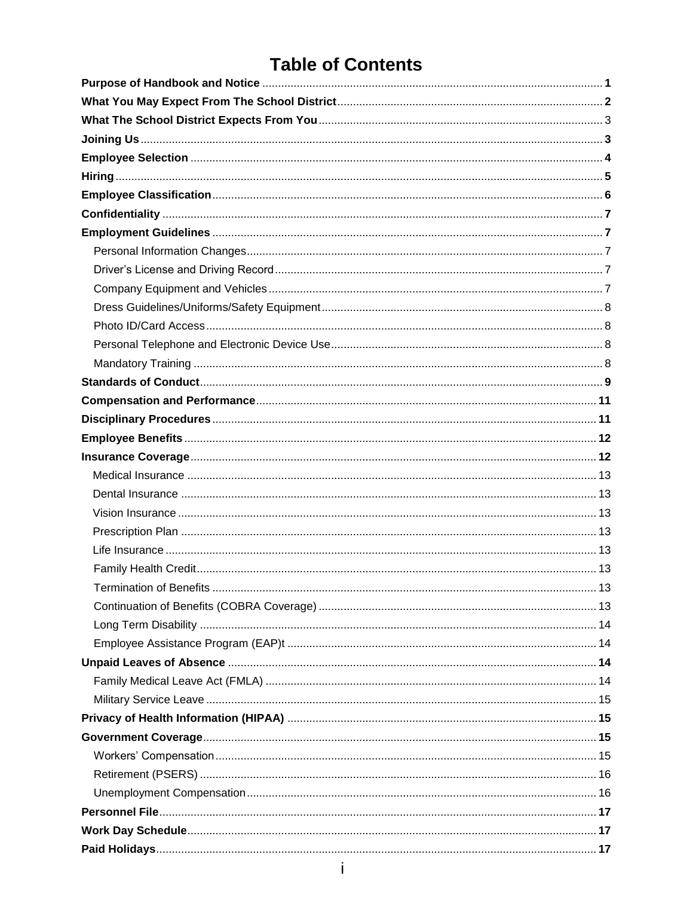# Table of Contents

**Purpose of Handbook and Notice** ........ **1**

**What You May Expect From The School District** ........ **2**

**What The School District Expects From You** ........ 3

**Joining Us** ........ **3**

**Employee Selection** ........ **4**

**Hiring** ........ **5**

**Employee Classification** ........ **6**

**Confidentiality** ........ **7**

**Employment Guidelines** ........ **7**

- Personal Information Changes ........ 7
- Driver's License and Driving Record ........ 7
- Company Equipment and Vehicles ........ 7
- Dress Guidelines/Uniforms/Safety Equipment ........ 8
- Photo ID/Card Access ........ 8
- Personal Telephone and Electronic Device Use ........ 8
- Mandatory Training ........ 8

**Standards of Conduct** ........ **9**

**Compensation and Performance** ........ **11**

**Disciplinary Procedures** ........ **11**

**Employee Benefits** ........ **12**

**Insurance Coverage** ........ **12**

- Medical Insurance ........ 13
- Dental Insurance ........ 13
- Vision Insurance ........ 13
- Prescription Plan ........ 13
- Life Insurance ........ 13
- Family Health Credit ........ 13
- Termination of Benefits ........ 13
- Continuation of Benefits (COBRA Coverage) ........ 13
- Long Term Disability ........ 14
- Employee Assistance Program (EAP)t ........ 14

**Unpaid Leaves of Absence** ........ **14**

- Family Medical Leave Act (FMLA) ........ 14
- Military Service Leave ........ 15

**Privacy of Health Information (HIPAA)** ........ **15**

**Government Coverage** ........ **15**

- Workers' Compensation ........ 15
- Retirement (PSERS) ........ 16
- Unemployment Compensation ........ 16

**Personnel File** ........ **17**

**Work Day Schedule** ........ **17**

**Paid Holidays** ........ **17**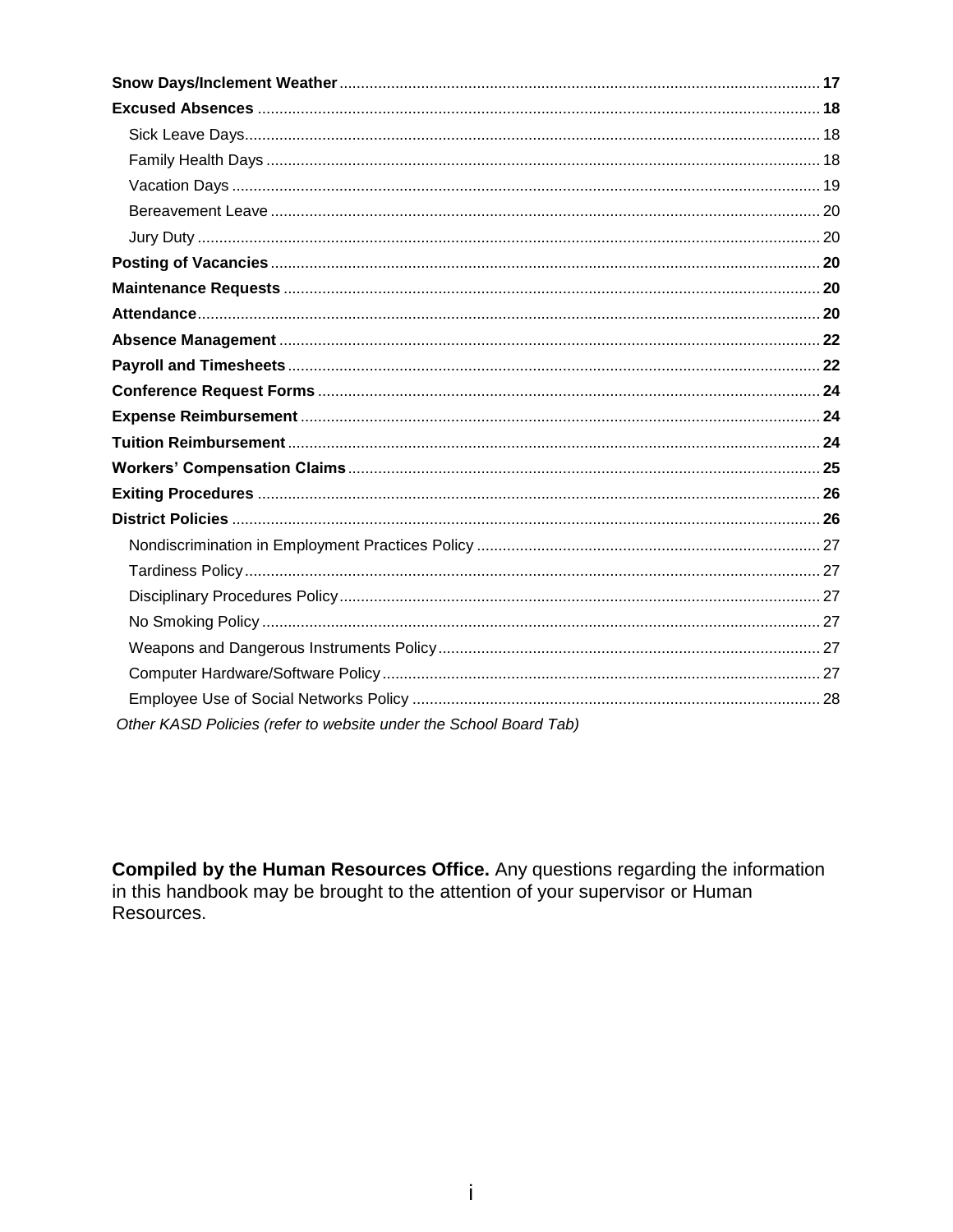**Snow Days/Inclement Weather** .......... **17**
**Excused Absences** .......... **18**
- Sick Leave Days .......... 18
- Family Health Days .......... 18
- Vacation Days .......... 19
- Bereavement Leave .......... 20
- Jury Duty .......... 20

**Posting of Vacancies** .......... **20**
**Maintenance Requests** .......... **20**
**Attendance** .......... **20**
**Absence Management** .......... **22**
**Payroll and Timesheets** .......... **22**
**Conference Request Forms** .......... **24**
**Expense Reimbursement** .......... **24**
**Tuition Reimbursement** .......... **24**
**Workers' Compensation Claims** .......... **25**
**Exiting Procedures** .......... **26**
**District Policies** .......... **26**
- Nondiscrimination in Employment Practices Policy .......... 27
- Tardiness Policy .......... 27
- Disciplinary Procedures Policy .......... 27
- No Smoking Policy .......... 27
- Weapons and Dangerous Instruments Policy .......... 27
- Computer Hardware/Software Policy .......... 27
- Employee Use of Social Networks Policy .......... 28

*Other KASD Policies (refer to website under the School Board Tab)*

**Compiled by the Human Resources Office.** Any questions regarding the information in this handbook may be brought to the attention of your supervisor or Human Resources.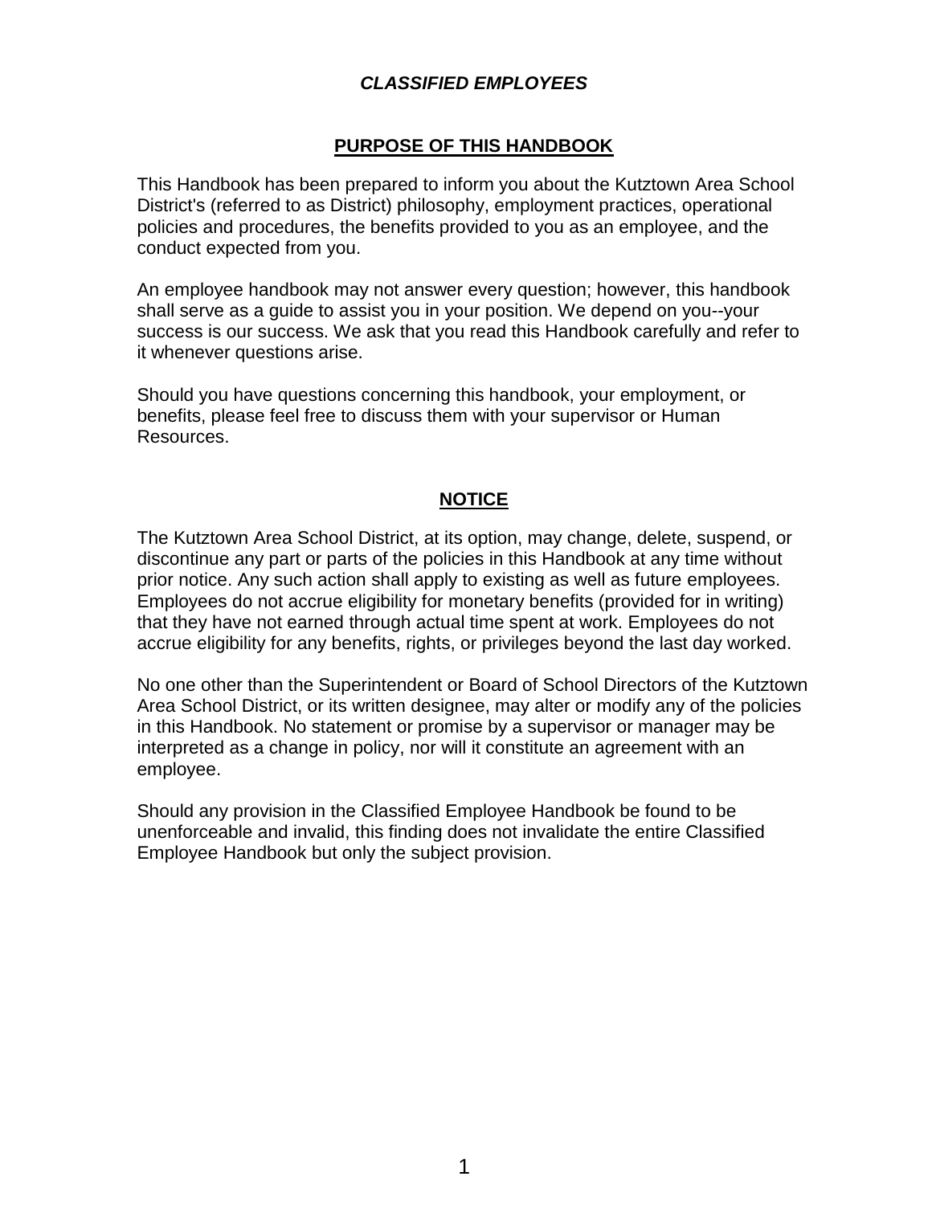***CLASSIFIED EMPLOYEES***

## PURPOSE OF THIS HANDBOOK

This Handbook has been prepared to inform you about the Kutztown Area School District's (referred to as District) philosophy, employment practices, operational policies and procedures, the benefits provided to you as an employee, and the conduct expected from you.

An employee handbook may not answer every question; however, this handbook shall serve as a guide to assist you in your position. We depend on you--your success is our success. We ask that you read this Handbook carefully and refer to it whenever questions arise.

Should you have questions concerning this handbook, your employment, or benefits, please feel free to discuss them with your supervisor or Human Resources.

## NOTICE

The Kutztown Area School District, at its option, may change, delete, suspend, or discontinue any part or parts of the policies in this Handbook at any time without prior notice. Any such action shall apply to existing as well as future employees. Employees do not accrue eligibility for monetary benefits (provided for in writing) that they have not earned through actual time spent at work. Employees do not accrue eligibility for any benefits, rights, or privileges beyond the last day worked.

No one other than the Superintendent or Board of School Directors of the Kutztown Area School District, or its written designee, may alter or modify any of the policies in this Handbook. No statement or promise by a supervisor or manager may be interpreted as a change in policy, nor will it constitute an agreement with an employee.

Should any provision in the Classified Employee Handbook be found to be unenforceable and invalid, this finding does not invalidate the entire Classified Employee Handbook but only the subject provision.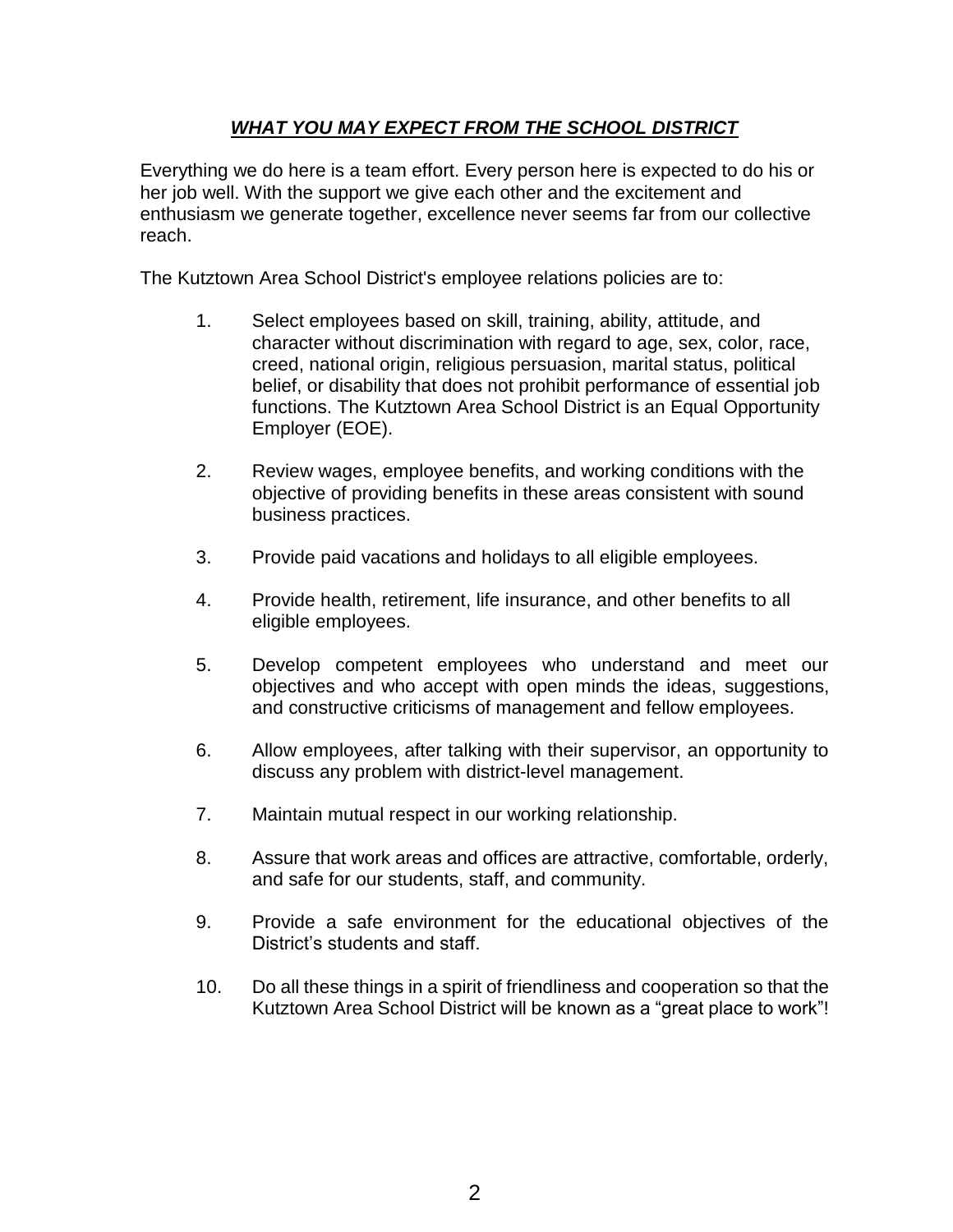## ***WHAT YOU MAY EXPECT FROM THE SCHOOL DISTRICT***

Everything we do here is a team effort. Every person here is expected to do his or her job well. With the support we give each other and the excitement and enthusiasm we generate together, excellence never seems far from our collective reach.

The Kutztown Area School District's employee relations policies are to:

1. Select employees based on skill, training, ability, attitude, and character without discrimination with regard to age, sex, color, race, creed, national origin, religious persuasion, marital status, political belief, or disability that does not prohibit performance of essential job functions. The Kutztown Area School District is an Equal Opportunity Employer (EOE).

2. Review wages, employee benefits, and working conditions with the objective of providing benefits in these areas consistent with sound business practices.

3. Provide paid vacations and holidays to all eligible employees.

4. Provide health, retirement, life insurance, and other benefits to all eligible employees.

5. Develop competent employees who understand and meet our objectives and who accept with open minds the ideas, suggestions, and constructive criticisms of management and fellow employees.

6. Allow employees, after talking with their supervisor, an opportunity to discuss any problem with district-level management.

7. Maintain mutual respect in our working relationship.

8. Assure that work areas and offices are attractive, comfortable, orderly, and safe for our students, staff, and community.

9. Provide a safe environment for the educational objectives of the District's students and staff.

10. Do all these things in a spirit of friendliness and cooperation so that the Kutztown Area School District will be known as a "great place to work"!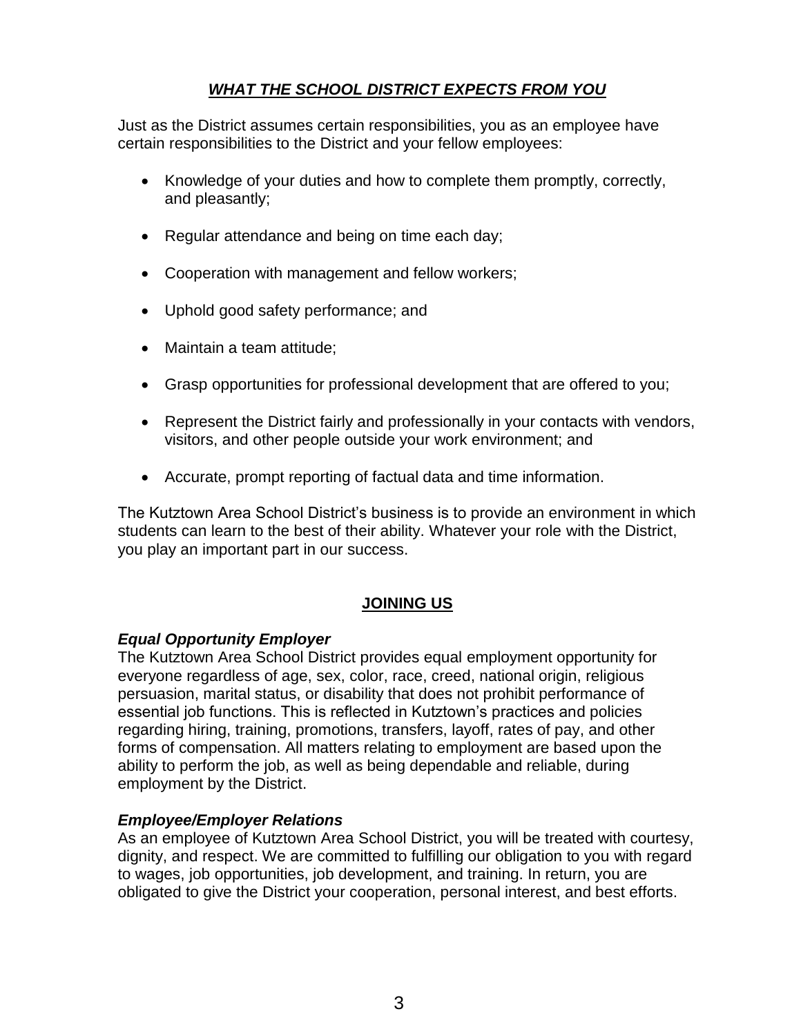## ***WHAT THE SCHOOL DISTRICT EXPECTS FROM YOU***

Just as the District assumes certain responsibilities, you as an employee have certain responsibilities to the District and your fellow employees:

- Knowledge of your duties and how to complete them promptly, correctly, and pleasantly;
- Regular attendance and being on time each day;
- Cooperation with management and fellow workers;
- Uphold good safety performance; and
- Maintain a team attitude;
- Grasp opportunities for professional development that are offered to you;
- Represent the District fairly and professionally in your contacts with vendors, visitors, and other people outside your work environment; and
- Accurate, prompt reporting of factual data and time information.

The Kutztown Area School District's business is to provide an environment in which students can learn to the best of their ability. Whatever your role with the District, you play an important part in our success.

## **JOINING US**

### ***Equal Opportunity Employer***

The Kutztown Area School District provides equal employment opportunity for everyone regardless of age, sex, color, race, creed, national origin, religious persuasion, marital status, or disability that does not prohibit performance of essential job functions. This is reflected in Kutztown's practices and policies regarding hiring, training, promotions, transfers, layoff, rates of pay, and other forms of compensation. All matters relating to employment are based upon the ability to perform the job, as well as being dependable and reliable, during employment by the District.

### ***Employee/Employer Relations***

As an employee of Kutztown Area School District, you will be treated with courtesy, dignity, and respect. We are committed to fulfilling our obligation to you with regard to wages, job opportunities, job development, and training. In return, you are obligated to give the District your cooperation, personal interest, and best efforts.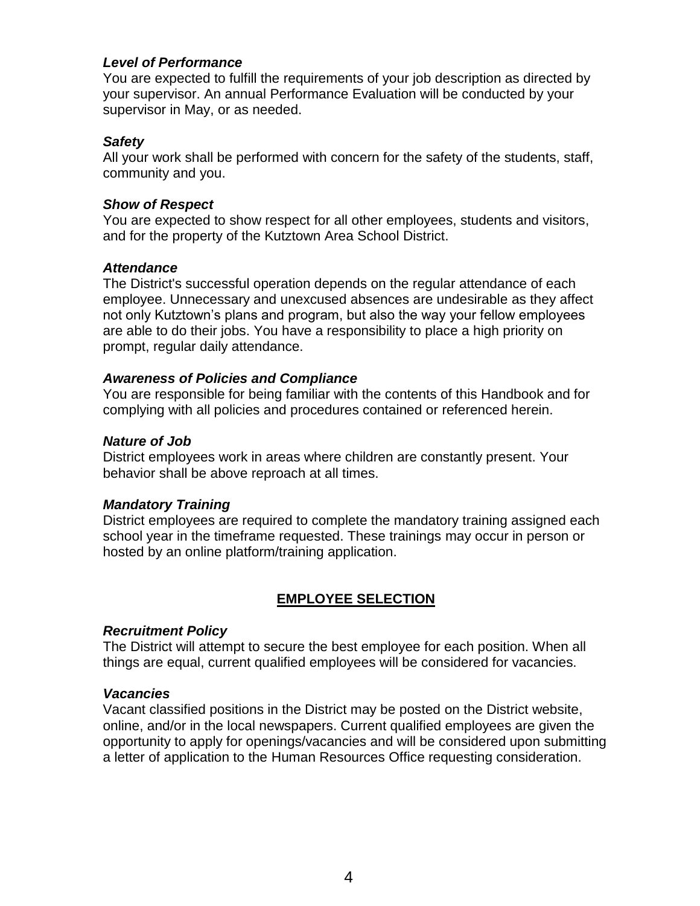### *Level of Performance*

You are expected to fulfill the requirements of your job description as directed by your supervisor. An annual Performance Evaluation will be conducted by your supervisor in May, or as needed.

### *Safety*

All your work shall be performed with concern for the safety of the students, staff, community and you.

### *Show of Respect*

You are expected to show respect for all other employees, students and visitors, and for the property of the Kutztown Area School District.

### *Attendance*

The District's successful operation depends on the regular attendance of each employee. Unnecessary and unexcused absences are undesirable as they affect not only Kutztown's plans and program, but also the way your fellow employees are able to do their jobs. You have a responsibility to place a high priority on prompt, regular daily attendance.

### *Awareness of Policies and Compliance*

You are responsible for being familiar with the contents of this Handbook and for complying with all policies and procedures contained or referenced herein.

### *Nature of Job*

District employees work in areas where children are constantly present. Your behavior shall be above reproach at all times.

### *Mandatory Training*

District employees are required to complete the mandatory training assigned each school year in the timeframe requested. These trainings may occur in person or hosted by an online platform/training application.

## EMPLOYEE SELECTION

### *Recruitment Policy*

The District will attempt to secure the best employee for each position. When all things are equal, current qualified employees will be considered for vacancies.

### *Vacancies*

Vacant classified positions in the District may be posted on the District website, online, and/or in the local newspapers. Current qualified employees are given the opportunity to apply for openings/vacancies and will be considered upon submitting a letter of application to the Human Resources Office requesting consideration.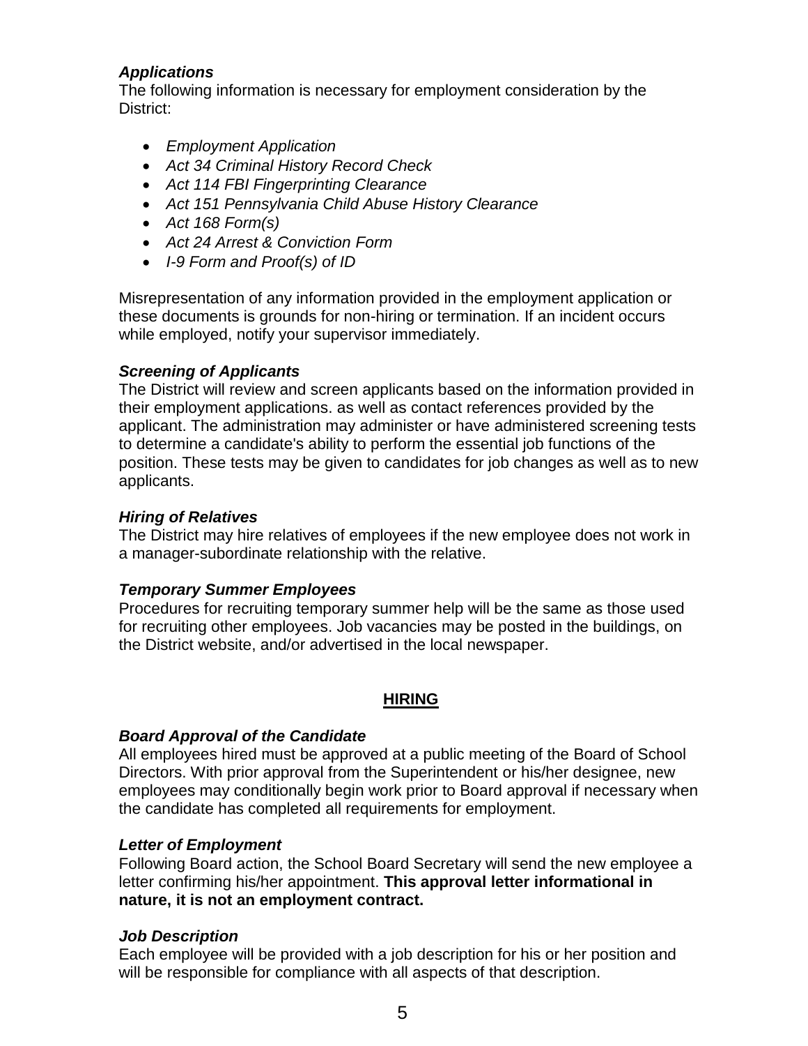***Applications***
The following information is necessary for employment consideration by the District:

- *Employment Application*
- *Act 34 Criminal History Record Check*
- *Act 114 FBI Fingerprinting Clearance*
- *Act 151 Pennsylvania Child Abuse History Clearance*
- *Act 168 Form(s)*
- *Act 24 Arrest & Conviction Form*
- *I-9 Form and Proof(s) of ID*

Misrepresentation of any information provided in the employment application or these documents is grounds for non-hiring or termination. If an incident occurs while employed, notify your supervisor immediately.

***Screening of Applicants***
The District will review and screen applicants based on the information provided in their employment applications. as well as contact references provided by the applicant. The administration may administer or have administered screening tests to determine a candidate's ability to perform the essential job functions of the position. These tests may be given to candidates for job changes as well as to new applicants.

***Hiring of Relatives***
The District may hire relatives of employees if the new employee does not work in a manager-subordinate relationship with the relative.

***Temporary Summer Employees***
Procedures for recruiting temporary summer help will be the same as those used for recruiting other employees. Job vacancies may be posted in the buildings, on the District website, and/or advertised in the local newspaper.

## HIRING

***Board Approval of the Candidate***
All employees hired must be approved at a public meeting of the Board of School Directors. With prior approval from the Superintendent or his/her designee, new employees may conditionally begin work prior to Board approval if necessary when the candidate has completed all requirements for employment.

***Letter of Employment***
Following Board action, the School Board Secretary will send the new employee a letter confirming his/her appointment. **This approval letter informational in nature, it is not an employment contract.**

***Job Description***
Each employee will be provided with a job description for his or her position and will be responsible for compliance with all aspects of that description.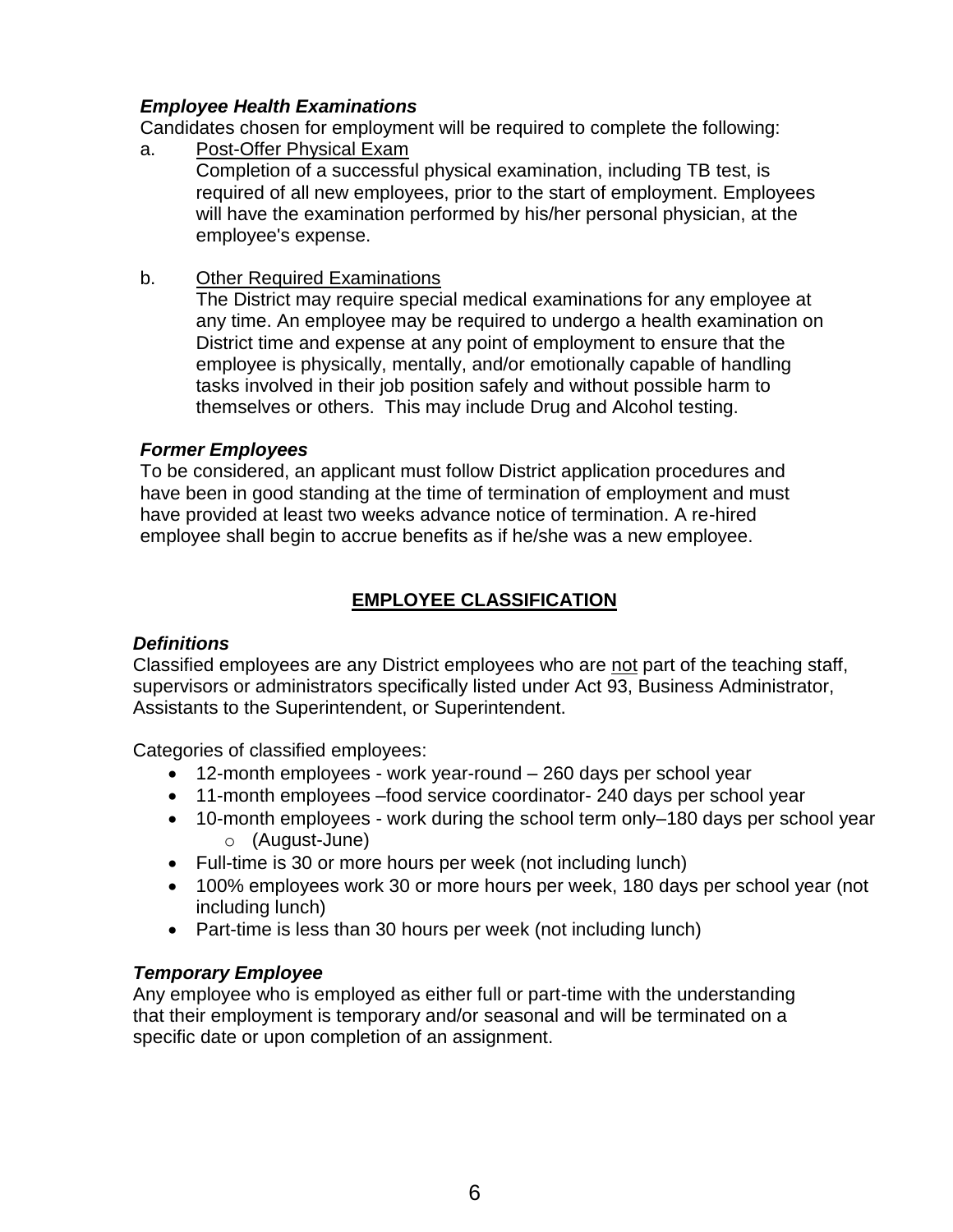***Employee Health Examinations***

Candidates chosen for employment will be required to complete the following:

a. Post-Offer Physical Exam

   Completion of a successful physical examination, including TB test, is required of all new employees, prior to the start of employment. Employees will have the examination performed by his/her personal physician, at the employee's expense.

b. Other Required Examinations

   The District may require special medical examinations for any employee at any time. An employee may be required to undergo a health examination on District time and expense at any point of employment to ensure that the employee is physically, mentally, and/or emotionally capable of handling tasks involved in their job position safely and without possible harm to themselves or others. This may include Drug and Alcohol testing.

***Former Employees***

To be considered, an applicant must follow District application procedures and have been in good standing at the time of termination of employment and must have provided at least two weeks advance notice of termination. A re-hired employee shall begin to accrue benefits as if he/she was a new employee.

## EMPLOYEE CLASSIFICATION

***Definitions***

Classified employees are any District employees who are not part of the teaching staff, supervisors or administrators specifically listed under Act 93, Business Administrator, Assistants to the Superintendent, or Superintendent.

Categories of classified employees:

- 12-month employees - work year-round – 260 days per school year
- 11-month employees –food service coordinator- 240 days per school year
- 10-month employees - work during the school term only–180 days per school year
  - (August-June)
- Full-time is 30 or more hours per week (not including lunch)
- 100% employees work 30 or more hours per week, 180 days per school year (not including lunch)
- Part-time is less than 30 hours per week (not including lunch)

***Temporary Employee***

Any employee who is employed as either full or part-time with the understanding that their employment is temporary and/or seasonal and will be terminated on a specific date or upon completion of an assignment.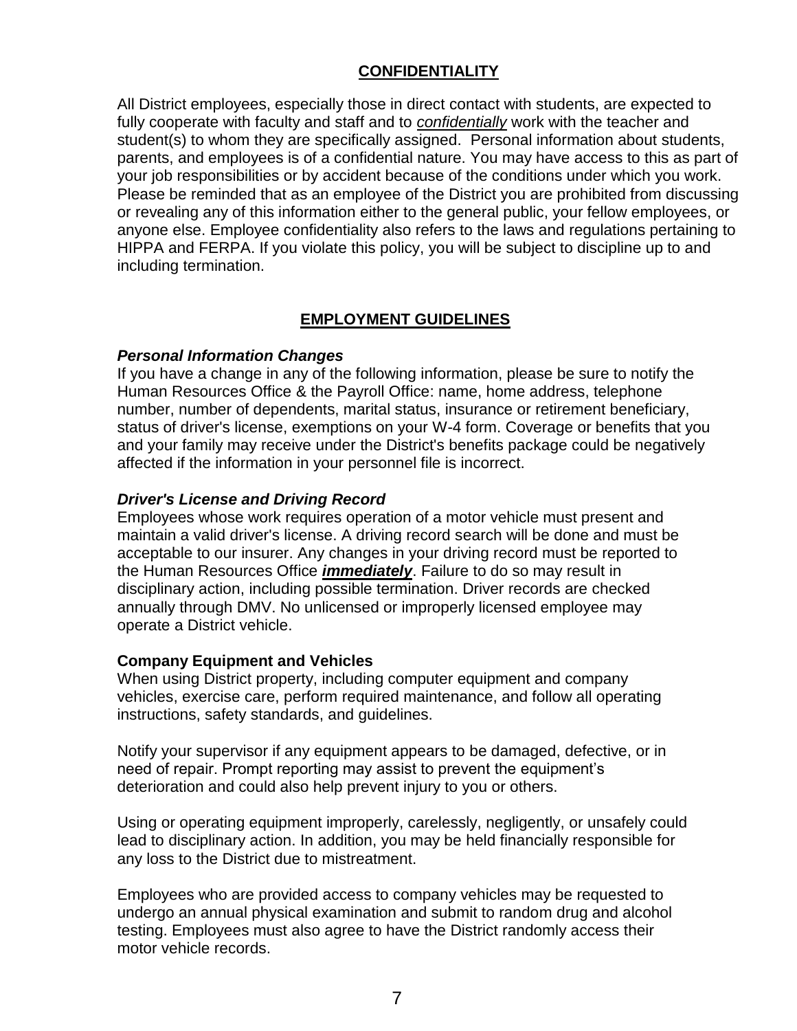## CONFIDENTIALITY

All District employees, especially those in direct contact with students, are expected to fully cooperate with faculty and staff and to ***confidentially*** work with the teacher and student(s) to whom they are specifically assigned. Personal information about students, parents, and employees is of a confidential nature. You may have access to this as part of your job responsibilities or by accident because of the conditions under which you work. Please be reminded that as an employee of the District you are prohibited from discussing or revealing any of this information either to the general public, your fellow employees, or anyone else. Employee confidentiality also refers to the laws and regulations pertaining to HIPPA and FERPA. If you violate this policy, you will be subject to discipline up to and including termination.

## EMPLOYMENT GUIDELINES

### *Personal Information Changes*

If you have a change in any of the following information, please be sure to notify the Human Resources Office & the Payroll Office: name, home address, telephone number, number of dependents, marital status, insurance or retirement beneficiary, status of driver's license, exemptions on your W-4 form. Coverage or benefits that you and your family may receive under the District's benefits package could be negatively affected if the information in your personnel file is incorrect.

### *Driver's License and Driving Record*

Employees whose work requires operation of a motor vehicle must present and maintain a valid driver's license. A driving record search will be done and must be acceptable to our insurer. Any changes in your driving record must be reported to the Human Resources Office ***immediately***. Failure to do so may result in disciplinary action, including possible termination. Driver records are checked annually through DMV. No unlicensed or improperly licensed employee may operate a District vehicle.

### Company Equipment and Vehicles

When using District property, including computer equipment and company vehicles, exercise care, perform required maintenance, and follow all operating instructions, safety standards, and guidelines.

Notify your supervisor if any equipment appears to be damaged, defective, or in need of repair. Prompt reporting may assist to prevent the equipment's deterioration and could also help prevent injury to you or others.

Using or operating equipment improperly, carelessly, negligently, or unsafely could lead to disciplinary action. In addition, you may be held financially responsible for any loss to the District due to mistreatment.

Employees who are provided access to company vehicles may be requested to undergo an annual physical examination and submit to random drug and alcohol testing. Employees must also agree to have the District randomly access their motor vehicle records.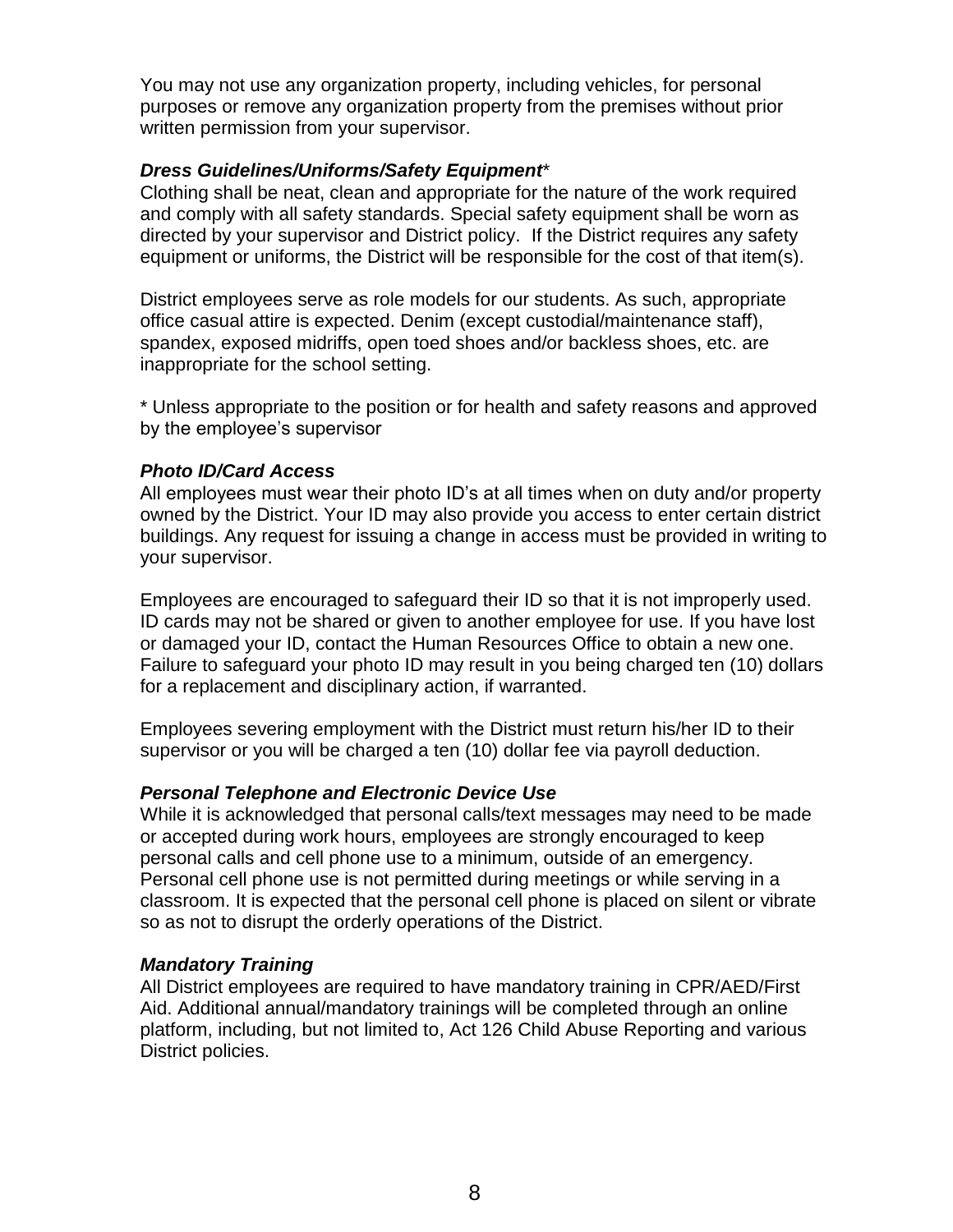You may not use any organization property, including vehicles, for personal purposes or remove any organization property from the premises without prior written permission from your supervisor.

***Dress Guidelines/Uniforms/Safety Equipment****

Clothing shall be neat, clean and appropriate for the nature of the work required and comply with all safety standards. Special safety equipment shall be worn as directed by your supervisor and District policy. If the District requires any safety equipment or uniforms, the District will be responsible for the cost of that item(s).

District employees serve as role models for our students. As such, appropriate office casual attire is expected. Denim (except custodial/maintenance staff), spandex, exposed midriffs, open toed shoes and/or backless shoes, etc. are inappropriate for the school setting.

* Unless appropriate to the position or for health and safety reasons and approved by the employee's supervisor

***Photo ID/Card Access***

All employees must wear their photo ID's at all times when on duty and/or property owned by the District. Your ID may also provide you access to enter certain district buildings. Any request for issuing a change in access must be provided in writing to your supervisor.

Employees are encouraged to safeguard their ID so that it is not improperly used. ID cards may not be shared or given to another employee for use. If you have lost or damaged your ID, contact the Human Resources Office to obtain a new one. Failure to safeguard your photo ID may result in you being charged ten (10) dollars for a replacement and disciplinary action, if warranted.

Employees severing employment with the District must return his/her ID to their supervisor or you will be charged a ten (10) dollar fee via payroll deduction.

***Personal Telephone and Electronic Device Use***

While it is acknowledged that personal calls/text messages may need to be made or accepted during work hours, employees are strongly encouraged to keep personal calls and cell phone use to a minimum, outside of an emergency. Personal cell phone use is not permitted during meetings or while serving in a classroom. It is expected that the personal cell phone is placed on silent or vibrate so as not to disrupt the orderly operations of the District.

***Mandatory Training***

All District employees are required to have mandatory training in CPR/AED/First Aid. Additional annual/mandatory trainings will be completed through an online platform, including, but not limited to, Act 126 Child Abuse Reporting and various District policies.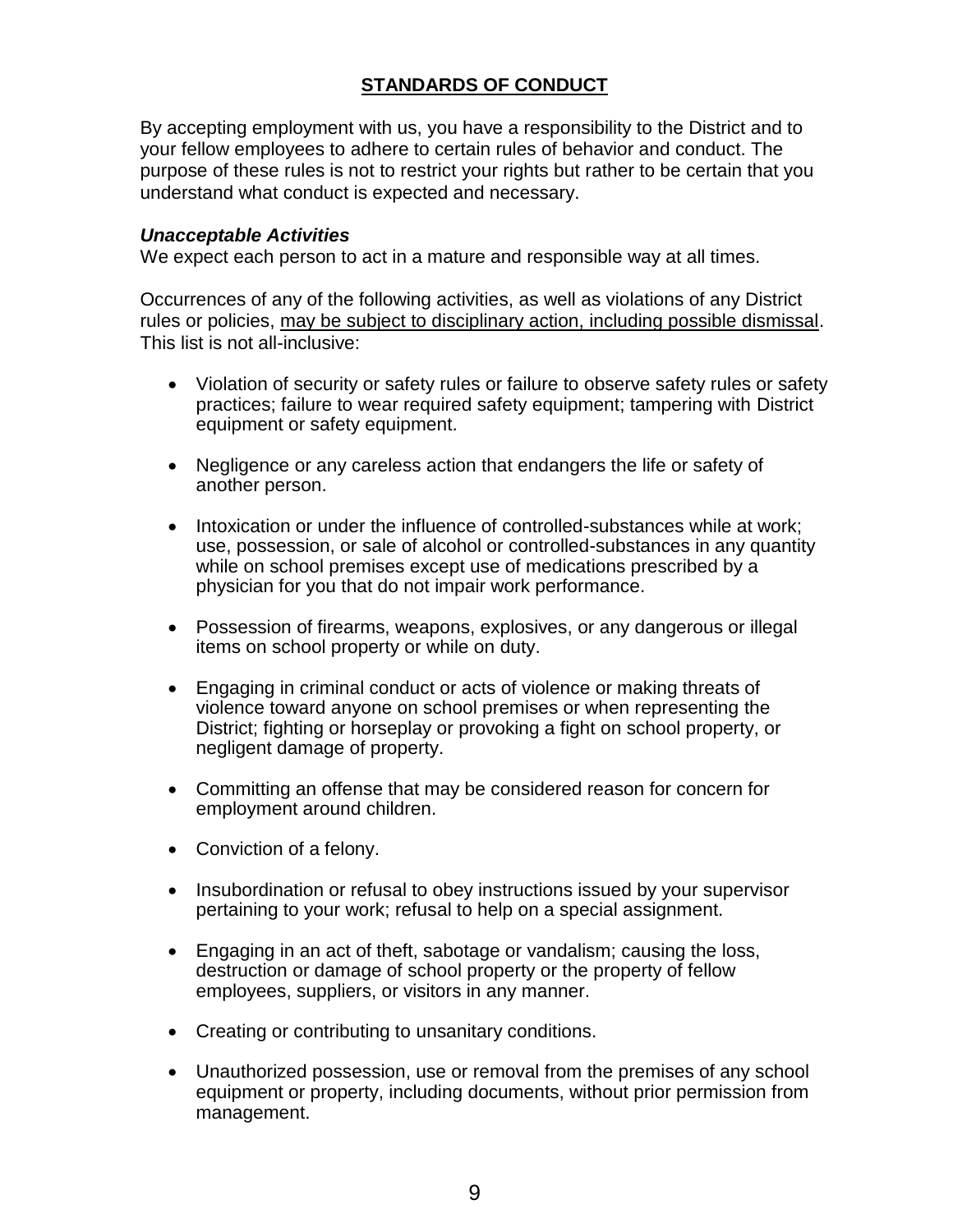## <u>STANDARDS OF CONDUCT</u>

By accepting employment with us, you have a responsibility to the District and to your fellow employees to adhere to certain rules of behavior and conduct. The purpose of these rules is not to restrict your rights but rather to be certain that you understand what conduct is expected and necessary.

***Unacceptable Activities***

We expect each person to act in a mature and responsible way at all times.

Occurrences of any of the following activities, as well as violations of any District rules or policies, <u>may be subject to disciplinary action, including possible dismissal</u>. This list is not all-inclusive:

- Violation of security or safety rules or failure to observe safety rules or safety practices; failure to wear required safety equipment; tampering with District equipment or safety equipment.
- Negligence or any careless action that endangers the life or safety of another person.
- Intoxication or under the influence of controlled-substances while at work; use, possession, or sale of alcohol or controlled-substances in any quantity while on school premises except use of medications prescribed by a physician for you that do not impair work performance.
- Possession of firearms, weapons, explosives, or any dangerous or illegal items on school property or while on duty.
- Engaging in criminal conduct or acts of violence or making threats of violence toward anyone on school premises or when representing the District; fighting or horseplay or provoking a fight on school property, or negligent damage of property.
- Committing an offense that may be considered reason for concern for employment around children.
- Conviction of a felony.
- Insubordination or refusal to obey instructions issued by your supervisor pertaining to your work; refusal to help on a special assignment.
- Engaging in an act of theft, sabotage or vandalism; causing the loss, destruction or damage of school property or the property of fellow employees, suppliers, or visitors in any manner.
- Creating or contributing to unsanitary conditions.
- Unauthorized possession, use or removal from the premises of any school equipment or property, including documents, without prior permission from management.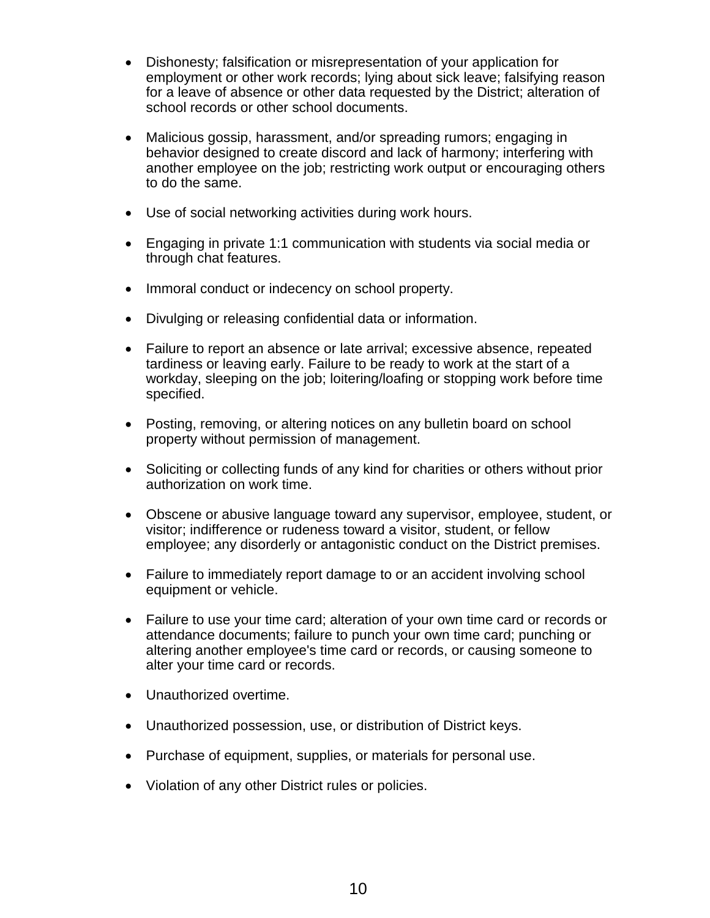- Dishonesty; falsification or misrepresentation of your application for employment or other work records; lying about sick leave; falsifying reason for a leave of absence or other data requested by the District; alteration of school records or other school documents.

- Malicious gossip, harassment, and/or spreading rumors; engaging in behavior designed to create discord and lack of harmony; interfering with another employee on the job; restricting work output or encouraging others to do the same.

- Use of social networking activities during work hours.

- Engaging in private 1:1 communication with students via social media or through chat features.

- Immoral conduct or indecency on school property.

- Divulging or releasing confidential data or information.

- Failure to report an absence or late arrival; excessive absence, repeated tardiness or leaving early. Failure to be ready to work at the start of a workday, sleeping on the job; loitering/loafing or stopping work before time specified.

- Posting, removing, or altering notices on any bulletin board on school property without permission of management.

- Soliciting or collecting funds of any kind for charities or others without prior authorization on work time.

- Obscene or abusive language toward any supervisor, employee, student, or visitor; indifference or rudeness toward a visitor, student, or fellow employee; any disorderly or antagonistic conduct on the District premises.

- Failure to immediately report damage to or an accident involving school equipment or vehicle.

- Failure to use your time card; alteration of your own time card or records or attendance documents; failure to punch your own time card; punching or altering another employee's time card or records, or causing someone to alter your time card or records.

- Unauthorized overtime.

- Unauthorized possession, use, or distribution of District keys.

- Purchase of equipment, supplies, or materials for personal use.

- Violation of any other District rules or policies.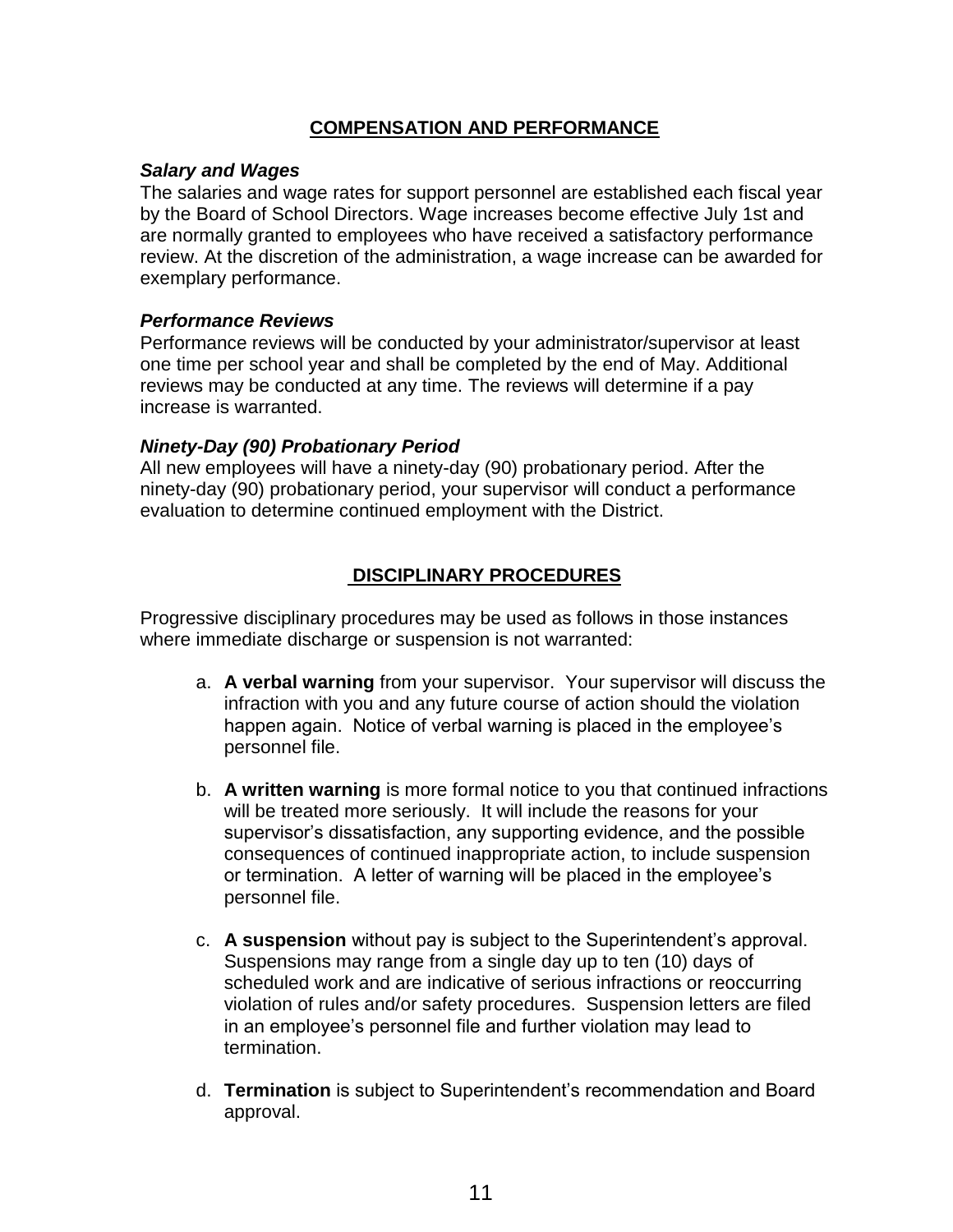## COMPENSATION AND PERFORMANCE

### *Salary and Wages*

The salaries and wage rates for support personnel are established each fiscal year by the Board of School Directors. Wage increases become effective July 1st and are normally granted to employees who have received a satisfactory performance review. At the discretion of the administration, a wage increase can be awarded for exemplary performance.

### *Performance Reviews*

Performance reviews will be conducted by your administrator/supervisor at least one time per school year and shall be completed by the end of May. Additional reviews may be conducted at any time. The reviews will determine if a pay increase is warranted.

### *Ninety-Day (90) Probationary Period*

All new employees will have a ninety-day (90) probationary period. After the ninety-day (90) probationary period, your supervisor will conduct a performance evaluation to determine continued employment with the District.

## DISCIPLINARY PROCEDURES

Progressive disciplinary procedures may be used as follows in those instances where immediate discharge or suspension is not warranted:

a. **A verbal warning** from your supervisor. Your supervisor will discuss the infraction with you and any future course of action should the violation happen again. Notice of verbal warning is placed in the employee's personnel file.

b. **A written warning** is more formal notice to you that continued infractions will be treated more seriously. It will include the reasons for your supervisor's dissatisfaction, any supporting evidence, and the possible consequences of continued inappropriate action, to include suspension or termination. A letter of warning will be placed in the employee's personnel file.

c. **A suspension** without pay is subject to the Superintendent's approval. Suspensions may range from a single day up to ten (10) days of scheduled work and are indicative of serious infractions or reoccurring violation of rules and/or safety procedures. Suspension letters are filed in an employee's personnel file and further violation may lead to termination.

d. **Termination** is subject to Superintendent's recommendation and Board approval.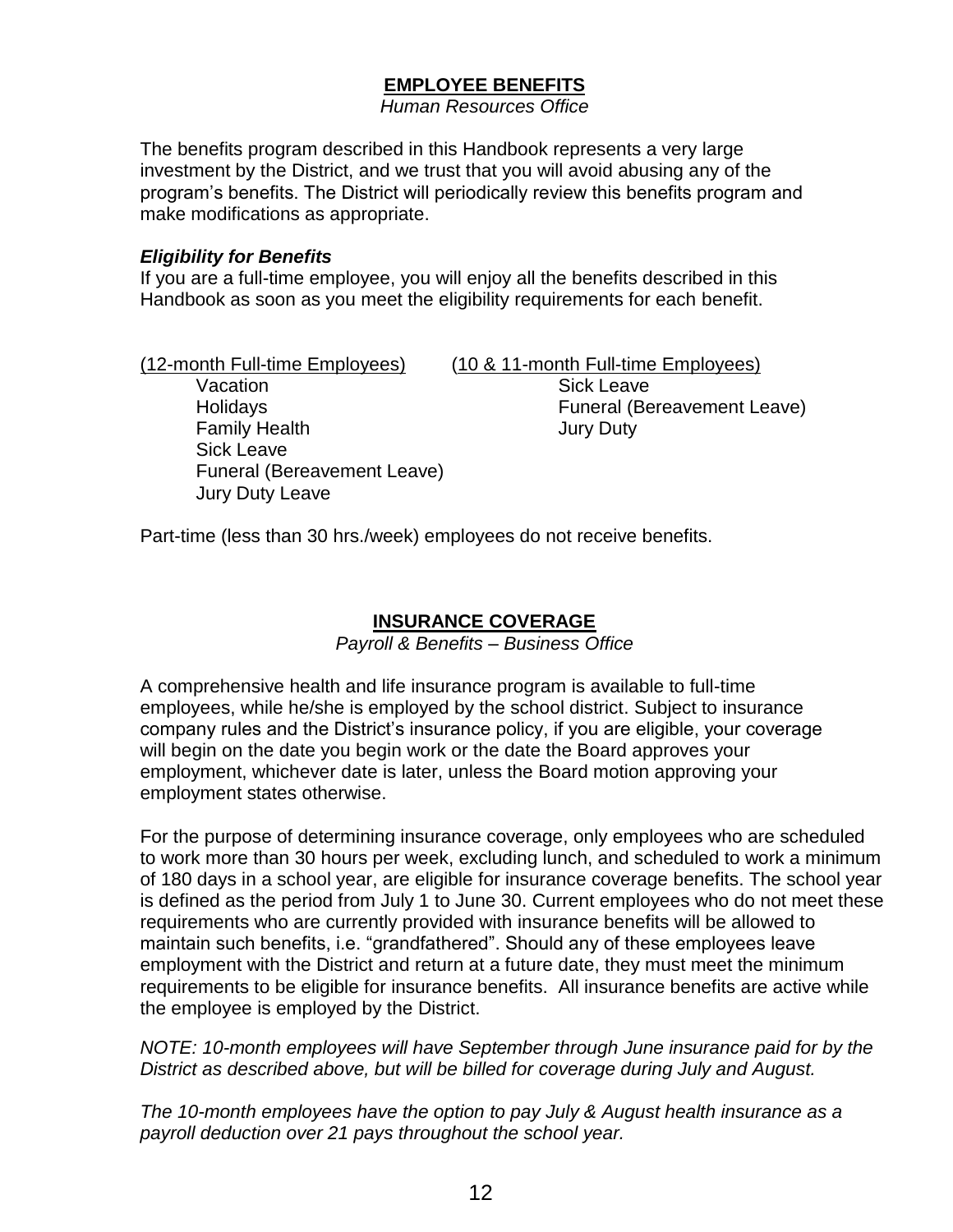## EMPLOYEE BENEFITS

*Human Resources Office*

The benefits program described in this Handbook represents a very large investment by the District, and we trust that you will avoid abusing any of the program's benefits. The District will periodically review this benefits program and make modifications as appropriate.

### *Eligibility for Benefits*

If you are a full-time employee, you will enjoy all the benefits described in this Handbook as soon as you meet the eligibility requirements for each benefit.

| (12-month Full-time Employees) | (10 & 11-month Full-time Employees) |
|---|---|
| Vacation | Sick Leave |
| Holidays | Funeral (Bereavement Leave) |
| Family Health | Jury Duty |
| Sick Leave | |
| Funeral (Bereavement Leave) | |
| Jury Duty Leave | |

Part-time (less than 30 hrs./week) employees do not receive benefits.

## INSURANCE COVERAGE

*Payroll & Benefits – Business Office*

A comprehensive health and life insurance program is available to full-time employees, while he/she is employed by the school district. Subject to insurance company rules and the District's insurance policy, if you are eligible, your coverage will begin on the date you begin work or the date the Board approves your employment, whichever date is later, unless the Board motion approving your employment states otherwise.

For the purpose of determining insurance coverage, only employees who are scheduled to work more than 30 hours per week, excluding lunch, and scheduled to work a minimum of 180 days in a school year, are eligible for insurance coverage benefits. The school year is defined as the period from July 1 to June 30. Current employees who do not meet these requirements who are currently provided with insurance benefits will be allowed to maintain such benefits, i.e. "grandfathered". Should any of these employees leave employment with the District and return at a future date, they must meet the minimum requirements to be eligible for insurance benefits. All insurance benefits are active while the employee is employed by the District.

*NOTE: 10-month employees will have September through June insurance paid for by the District as described above, but will be billed for coverage during July and August.*

*The 10-month employees have the option to pay July & August health insurance as a payroll deduction over 21 pays throughout the school year.*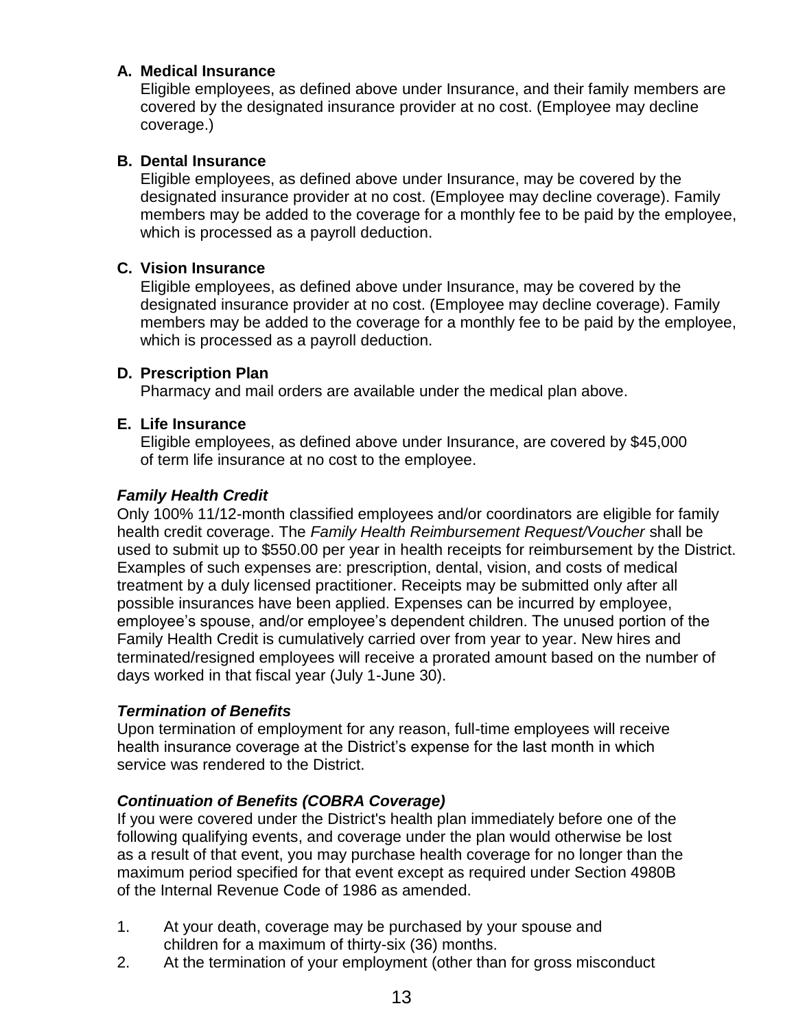**A. Medical Insurance**

Eligible employees, as defined above under Insurance, and their family members are covered by the designated insurance provider at no cost. (Employee may decline coverage.)

**B. Dental Insurance**

Eligible employees, as defined above under Insurance, may be covered by the designated insurance provider at no cost. (Employee may decline coverage). Family members may be added to the coverage for a monthly fee to be paid by the employee, which is processed as a payroll deduction.

**C. Vision Insurance**

Eligible employees, as defined above under Insurance, may be covered by the designated insurance provider at no cost. (Employee may decline coverage). Family members may be added to the coverage for a monthly fee to be paid by the employee, which is processed as a payroll deduction.

**D. Prescription Plan**

Pharmacy and mail orders are available under the medical plan above.

**E. Life Insurance**

Eligible employees, as defined above under Insurance, are covered by $45,000 of term life insurance at no cost to the employee.

***Family Health Credit***

Only 100% 11/12-month classified employees and/or coordinators are eligible for family health credit coverage. The *Family Health Reimbursement Request/Voucher* shall be used to submit up to $550.00 per year in health receipts for reimbursement by the District. Examples of such expenses are: prescription, dental, vision, and costs of medical treatment by a duly licensed practitioner. Receipts may be submitted only after all possible insurances have been applied. Expenses can be incurred by employee, employee's spouse, and/or employee's dependent children. The unused portion of the Family Health Credit is cumulatively carried over from year to year. New hires and terminated/resigned employees will receive a prorated amount based on the number of days worked in that fiscal year (July 1-June 30).

***Termination of Benefits***

Upon termination of employment for any reason, full-time employees will receive health insurance coverage at the District's expense for the last month in which service was rendered to the District.

***Continuation of Benefits (COBRA Coverage)***

If you were covered under the District's health plan immediately before one of the following qualifying events, and coverage under the plan would otherwise be lost as a result of that event, you may purchase health coverage for no longer than the maximum period specified for that event except as required under Section 4980B of the Internal Revenue Code of 1986 as amended.

1. At your death, coverage may be purchased by your spouse and children for a maximum of thirty-six (36) months.
2. At the termination of your employment (other than for gross misconduct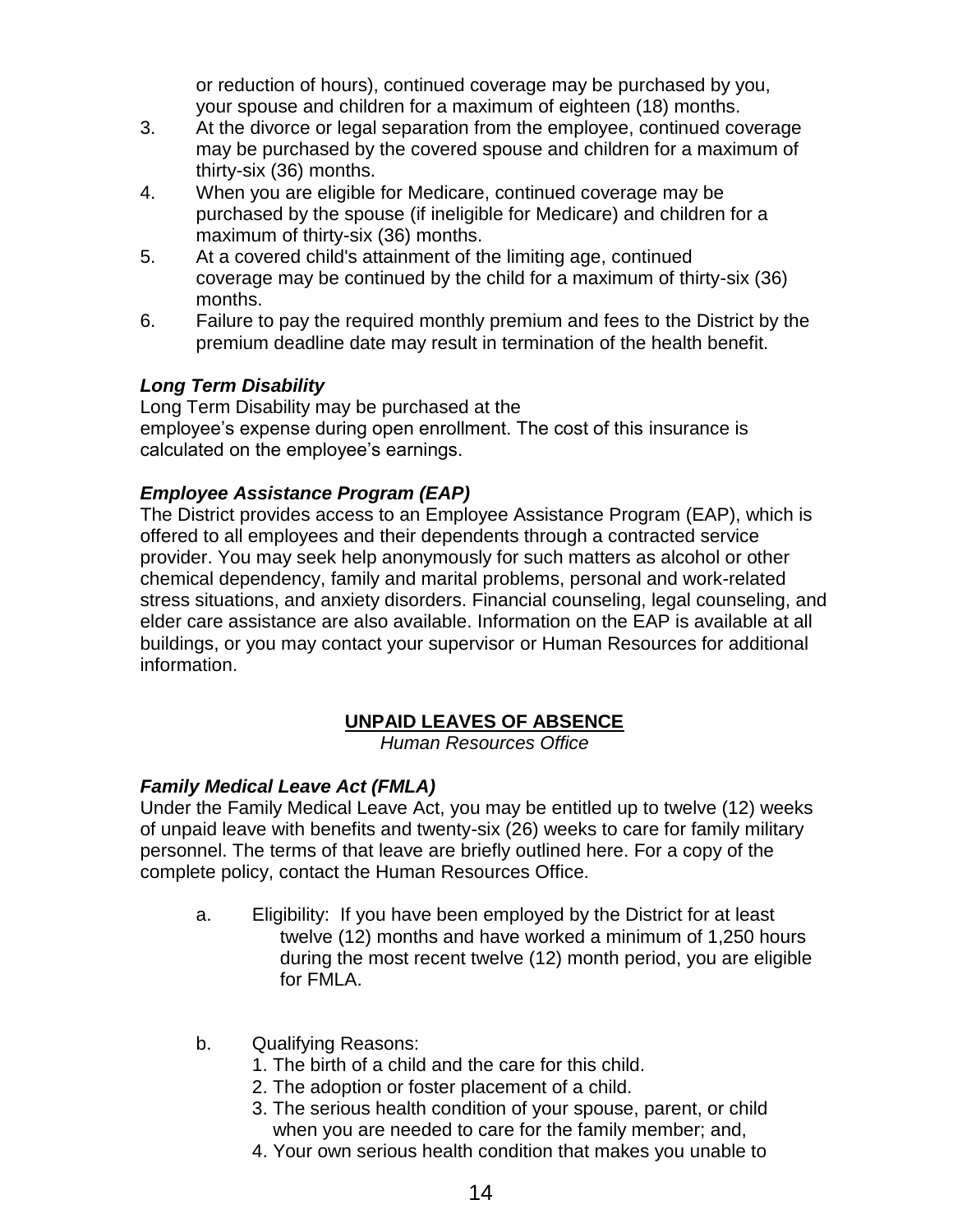or reduction of hours), continued coverage may be purchased by you, your spouse and children for a maximum of eighteen (18) months.

3. At the divorce or legal separation from the employee, continued coverage may be purchased by the covered spouse and children for a maximum of thirty-six (36) months.
4. When you are eligible for Medicare, continued coverage may be purchased by the spouse (if ineligible for Medicare) and children for a maximum of thirty-six (36) months.
5. At a covered child's attainment of the limiting age, continued coverage may be continued by the child for a maximum of thirty-six (36) months.
6. Failure to pay the required monthly premium and fees to the District by the premium deadline date may result in termination of the health benefit.

### *Long Term Disability*

Long Term Disability may be purchased at the employee's expense during open enrollment. The cost of this insurance is calculated on the employee's earnings.

### *Employee Assistance Program (EAP)*

The District provides access to an Employee Assistance Program (EAP), which is offered to all employees and their dependents through a contracted service provider. You may seek help anonymously for such matters as alcohol or other chemical dependency, family and marital problems, personal and work-related stress situations, and anxiety disorders. Financial counseling, legal counseling, and elder care assistance are also available. Information on the EAP is available at all buildings, or you may contact your supervisor or Human Resources for additional information.

## UNPAID LEAVES OF ABSENCE

*Human Resources Office*

### *Family Medical Leave Act (FMLA)*

Under the Family Medical Leave Act, you may be entitled up to twelve (12) weeks of unpaid leave with benefits and twenty-six (26) weeks to care for family military personnel. The terms of that leave are briefly outlined here. For a copy of the complete policy, contact the Human Resources Office.

a. Eligibility: If you have been employed by the District for at least twelve (12) months and have worked a minimum of 1,250 hours during the most recent twelve (12) month period, you are eligible for FMLA.

b. Qualifying Reasons:
   1. The birth of a child and the care for this child.
   2. The adoption or foster placement of a child.
   3. The serious health condition of your spouse, parent, or child when you are needed to care for the family member; and,
   4. Your own serious health condition that makes you unable to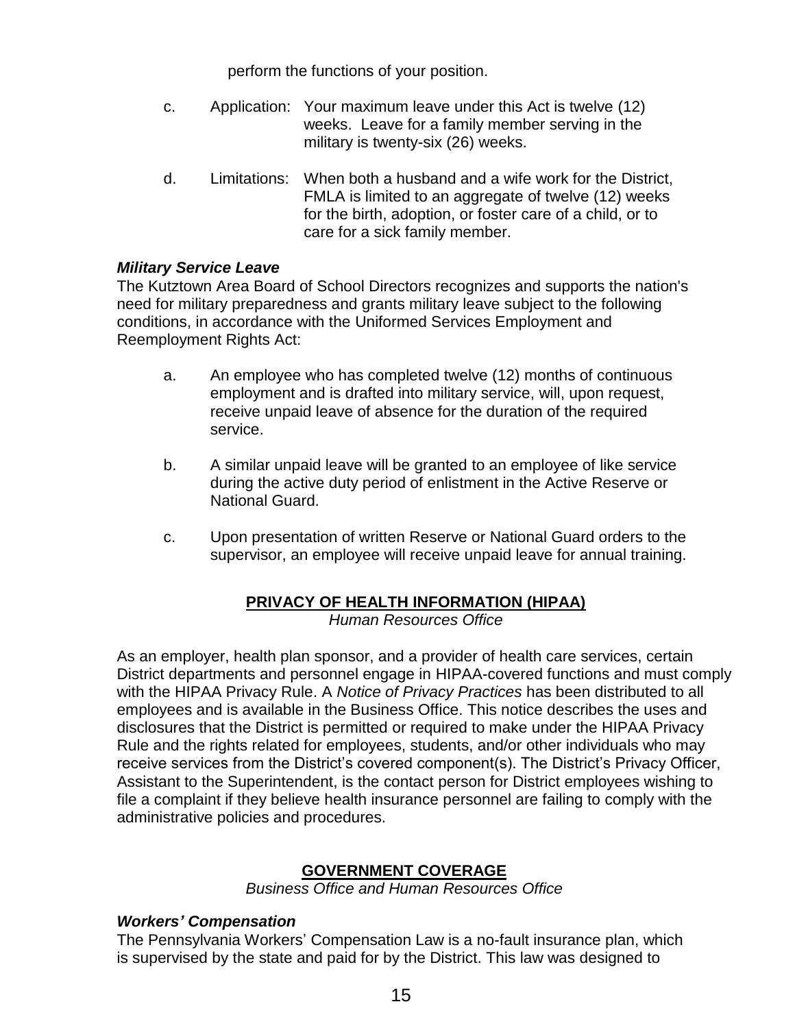perform the functions of your position.

c. Application: Your maximum leave under this Act is twelve (12) weeks. Leave for a family member serving in the military is twenty-six (26) weeks.

d. Limitations: When both a husband and a wife work for the District, FMLA is limited to an aggregate of twelve (12) weeks for the birth, adoption, or foster care of a child, or to care for a sick family member.

***Military Service Leave***

The Kutztown Area Board of School Directors recognizes and supports the nation's need for military preparedness and grants military leave subject to the following conditions, in accordance with the Uniformed Services Employment and Reemployment Rights Act:

a. An employee who has completed twelve (12) months of continuous employment and is drafted into military service, will, upon request, receive unpaid leave of absence for the duration of the required service.

b. A similar unpaid leave will be granted to an employee of like service during the active duty period of enlistment in the Active Reserve or National Guard.

c. Upon presentation of written Reserve or National Guard orders to the supervisor, an employee will receive unpaid leave for annual training.

## PRIVACY OF HEALTH INFORMATION (HIPAA)

*Human Resources Office*

As an employer, health plan sponsor, and a provider of health care services, certain District departments and personnel engage in HIPAA-covered functions and must comply with the HIPAA Privacy Rule. A *Notice of Privacy Practices* has been distributed to all employees and is available in the Business Office. This notice describes the uses and disclosures that the District is permitted or required to make under the HIPAA Privacy Rule and the rights related for employees, students, and/or other individuals who may receive services from the District's covered component(s). The District's Privacy Officer, Assistant to the Superintendent, is the contact person for District employees wishing to file a complaint if they believe health insurance personnel are failing to comply with the administrative policies and procedures.

## GOVERNMENT COVERAGE

*Business Office and Human Resources Office*

***Workers' Compensation***

The Pennsylvania Workers' Compensation Law is a no-fault insurance plan, which is supervised by the state and paid for by the District. This law was designed to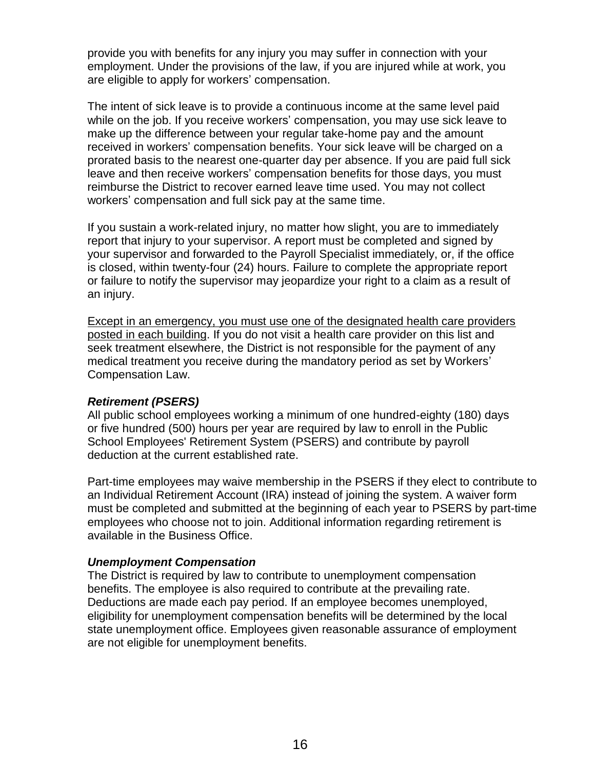provide you with benefits for any injury you may suffer in connection with your employment. Under the provisions of the law, if you are injured while at work, you are eligible to apply for workers' compensation.

The intent of sick leave is to provide a continuous income at the same level paid while on the job. If you receive workers' compensation, you may use sick leave to make up the difference between your regular take-home pay and the amount received in workers' compensation benefits. Your sick leave will be charged on a prorated basis to the nearest one-quarter day per absence. If you are paid full sick leave and then receive workers' compensation benefits for those days, you must reimburse the District to recover earned leave time used. You may not collect workers' compensation and full sick pay at the same time.

If you sustain a work-related injury, no matter how slight, you are to immediately report that injury to your supervisor. A report must be completed and signed by your supervisor and forwarded to the Payroll Specialist immediately, or, if the office is closed, within twenty-four (24) hours. Failure to complete the appropriate report or failure to notify the supervisor may jeopardize your right to a claim as a result of an injury.

<u>Except in an emergency, you must use one of the designated health care providers posted in each building</u>. If you do not visit a health care provider on this list and seek treatment elsewhere, the District is not responsible for the payment of any medical treatment you receive during the mandatory period as set by Workers' Compensation Law.

***Retirement (PSERS)***

All public school employees working a minimum of one hundred-eighty (180) days or five hundred (500) hours per year are required by law to enroll in the Public School Employees' Retirement System (PSERS) and contribute by payroll deduction at the current established rate.

Part-time employees may waive membership in the PSERS if they elect to contribute to an Individual Retirement Account (IRA) instead of joining the system. A waiver form must be completed and submitted at the beginning of each year to PSERS by part-time employees who choose not to join. Additional information regarding retirement is available in the Business Office.

***Unemployment Compensation***

The District is required by law to contribute to unemployment compensation benefits. The employee is also required to contribute at the prevailing rate. Deductions are made each pay period. If an employee becomes unemployed, eligibility for unemployment compensation benefits will be determined by the local state unemployment office. Employees given reasonable assurance of employment are not eligible for unemployment benefits.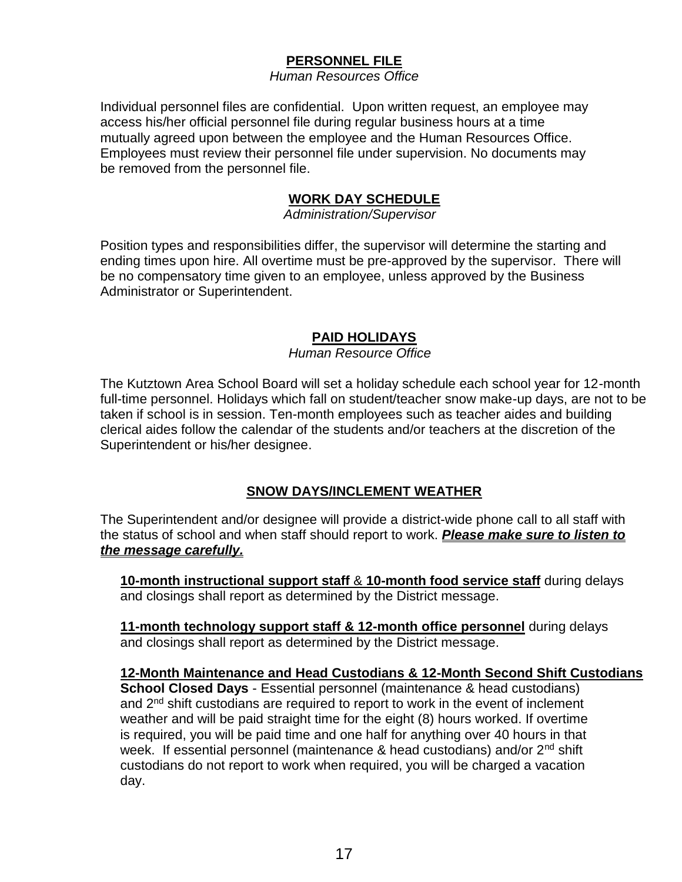## PERSONNEL FILE

*Human Resources Office*

Individual personnel files are confidential. Upon written request, an employee may access his/her official personnel file during regular business hours at a time mutually agreed upon between the employee and the Human Resources Office. Employees must review their personnel file under supervision. No documents may be removed from the personnel file.

## WORK DAY SCHEDULE

*Administration/Supervisor*

Position types and responsibilities differ, the supervisor will determine the starting and ending times upon hire. All overtime must be pre-approved by the supervisor. There will be no compensatory time given to an employee, unless approved by the Business Administrator or Superintendent.

## PAID HOLIDAYS

*Human Resource Office*

The Kutztown Area School Board will set a holiday schedule each school year for 12-month full-time personnel. Holidays which fall on student/teacher snow make-up days, are not to be taken if school is in session. Ten-month employees such as teacher aides and building clerical aides follow the calendar of the students and/or teachers at the discretion of the Superintendent or his/her designee.

## SNOW DAYS/INCLEMENT WEATHER

The Superintendent and/or designee will provide a district-wide phone call to all staff with the status of school and when staff should report to work. ***Please make sure to listen to the message carefully.***

**10-month instructional support staff** & **10-month food service staff** during delays and closings shall report as determined by the District message.

**11-month technology support staff & 12-month office personnel** during delays and closings shall report as determined by the District message.

**12-Month Maintenance and Head Custodians & 12-Month Second Shift Custodians**
**School Closed Days** - Essential personnel (maintenance & head custodians) and 2nd shift custodians are required to report to work in the event of inclement weather and will be paid straight time for the eight (8) hours worked. If overtime is required, you will be paid time and one half for anything over 40 hours in that week. If essential personnel (maintenance & head custodians) and/or 2nd shift custodians do not report to work when required, you will be charged a vacation day.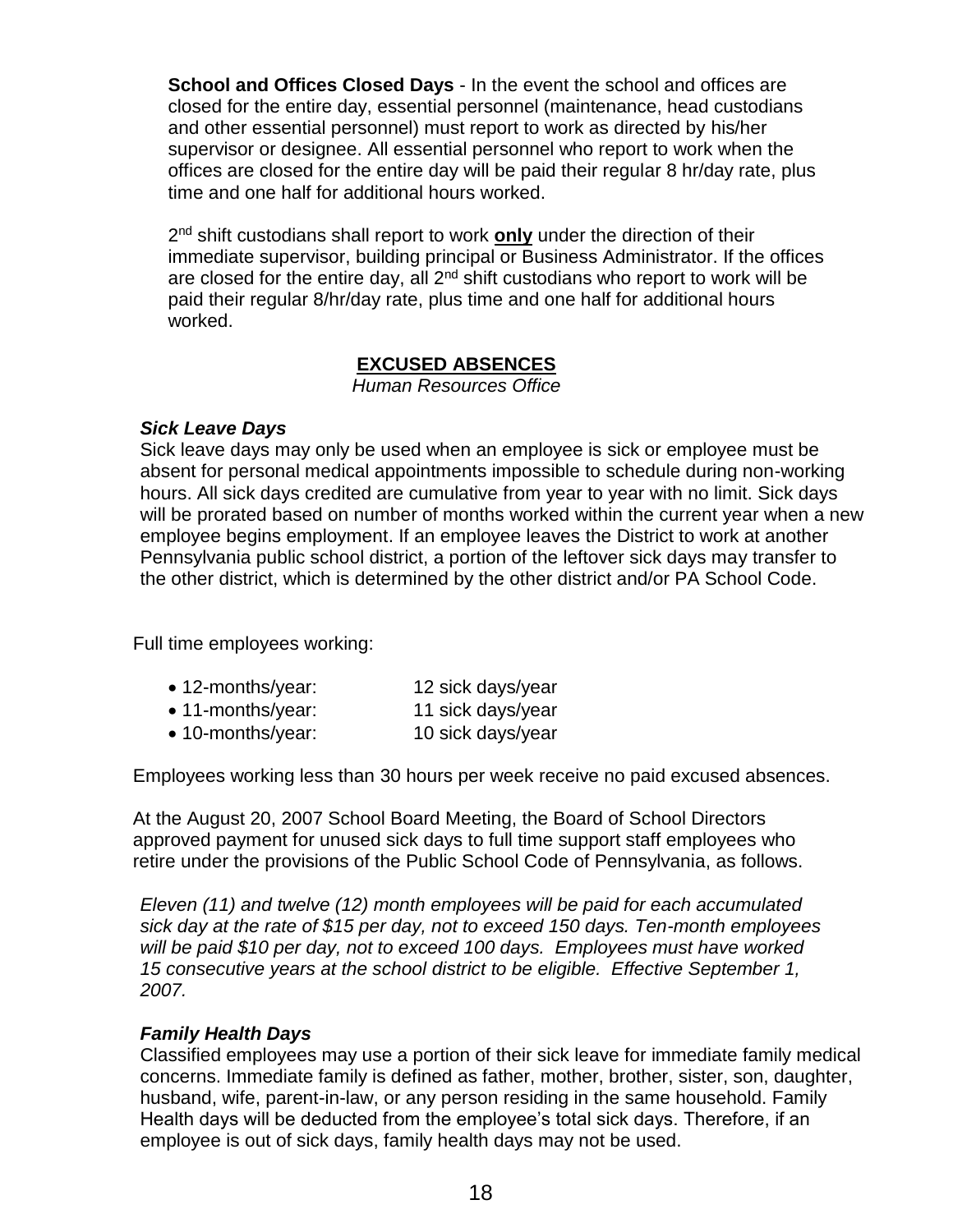**School and Offices Closed Days** - In the event the school and offices are closed for the entire day, essential personnel (maintenance, head custodians and other essential personnel) must report to work as directed by his/her supervisor or designee. All essential personnel who report to work when the offices are closed for the entire day will be paid their regular 8 hr/day rate, plus time and one half for additional hours worked.

2nd shift custodians shall report to work **only** under the direction of their immediate supervisor, building principal or Business Administrator. If the offices are closed for the entire day, all 2nd shift custodians who report to work will be paid their regular 8/hr/day rate, plus time and one half for additional hours worked.

## EXCUSED ABSENCES

*Human Resources Office*

### *Sick Leave Days*

Sick leave days may only be used when an employee is sick or employee must be absent for personal medical appointments impossible to schedule during non-working hours. All sick days credited are cumulative from year to year with no limit. Sick days will be prorated based on number of months worked within the current year when a new employee begins employment. If an employee leaves the District to work at another Pennsylvania public school district, a portion of the leftover sick days may transfer to the other district, which is determined by the other district and/or PA School Code.

Full time employees working:

- 12-months/year: 12 sick days/year
- 11-months/year: 11 sick days/year
- 10-months/year: 10 sick days/year

Employees working less than 30 hours per week receive no paid excused absences.

At the August 20, 2007 School Board Meeting, the Board of School Directors approved payment for unused sick days to full time support staff employees who retire under the provisions of the Public School Code of Pennsylvania, as follows.

*Eleven (11) and twelve (12) month employees will be paid for each accumulated sick day at the rate of $15 per day, not to exceed 150 days. Ten-month employees will be paid $10 per day, not to exceed 100 days. Employees must have worked 15 consecutive years at the school district to be eligible. Effective September 1, 2007.*

### *Family Health Days*

Classified employees may use a portion of their sick leave for immediate family medical concerns. Immediate family is defined as father, mother, brother, sister, son, daughter, husband, wife, parent-in-law, or any person residing in the same household. Family Health days will be deducted from the employee's total sick days. Therefore, if an employee is out of sick days, family health days may not be used.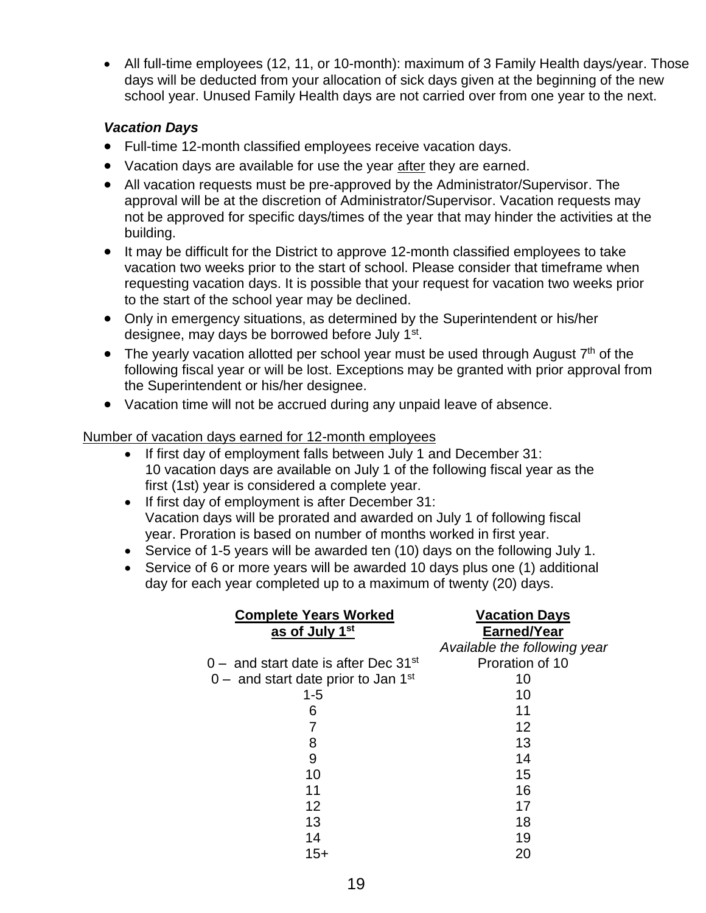- All full-time employees (12, 11, or 10-month): maximum of 3 Family Health days/year. Those days will be deducted from your allocation of sick days given at the beginning of the new school year. Unused Family Health days are not carried over from one year to the next.

### *Vacation Days*

- Full-time 12-month classified employees receive vacation days.
- Vacation days are available for use the year <u>after</u> they are earned.
- All vacation requests must be pre-approved by the Administrator/Supervisor. The approval will be at the discretion of Administrator/Supervisor. Vacation requests may not be approved for specific days/times of the year that may hinder the activities at the building.
- It may be difficult for the District to approve 12-month classified employees to take vacation two weeks prior to the start of school. Please consider that timeframe when requesting vacation days. It is possible that your request for vacation two weeks prior to the start of the school year may be declined.
- Only in emergency situations, as determined by the Superintendent or his/her designee, may days be borrowed before July 1st.
- The yearly vacation allotted per school year must be used through August 7th of the following fiscal year or will be lost. Exceptions may be granted with prior approval from the Superintendent or his/her designee.
- Vacation time will not be accrued during any unpaid leave of absence.

<u>Number of vacation days earned for 12-month employees</u>

- If first day of employment falls between July 1 and December 31: 10 vacation days are available on July 1 of the following fiscal year as the first (1st) year is considered a complete year.
- If first day of employment is after December 31: Vacation days will be prorated and awarded on July 1 of following fiscal year. Proration is based on number of months worked in first year.
- Service of 1-5 years will be awarded ten (10) days on the following July 1.
- Service of 6 or more years will be awarded 10 days plus one (1) additional day for each year completed up to a maximum of twenty (20) days.

| **Complete Years Worked as of July 1st** | **Vacation Days Earned/Year** *Available the following year* |
|---|---|
| 0 – and start date is after Dec 31st | Proration of 10 |
| 0 – and start date prior to Jan 1st | 10 |
| 1-5 | 10 |
| 6 | 11 |
| 7 | 12 |
| 8 | 13 |
| 9 | 14 |
| 10 | 15 |
| 11 | 16 |
| 12 | 17 |
| 13 | 18 |
| 14 | 19 |
| 15+ | 20 |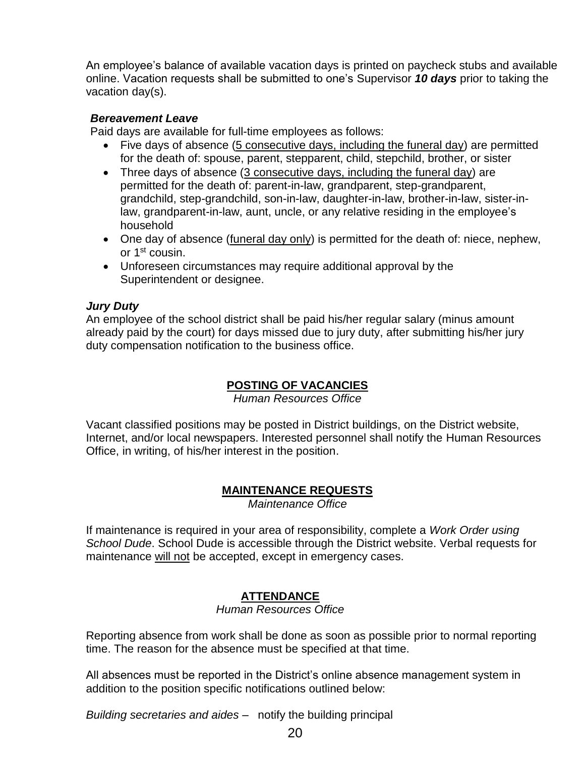An employee's balance of available vacation days is printed on paycheck stubs and available online. Vacation requests shall be submitted to one's Supervisor ***10 days*** prior to taking the vacation day(s).

***Bereavement Leave***

Paid days are available for full-time employees as follows:

- Five days of absence (<u>5 consecutive days, including the funeral day</u>) are permitted for the death of: spouse, parent, stepparent, child, stepchild, brother, or sister
- Three days of absence (<u>3 consecutive days, including the funeral day</u>) are permitted for the death of: parent-in-law, grandparent, step-grandparent, grandchild, step-grandchild, son-in-law, daughter-in-law, brother-in-law, sister-in-law, grandparent-in-law, aunt, uncle, or any relative residing in the employee's household
- One day of absence (<u>funeral day only</u>) is permitted for the death of: niece, nephew, or 1st cousin.
- Unforeseen circumstances may require additional approval by the Superintendent or designee.

***Jury Duty***

An employee of the school district shall be paid his/her regular salary (minus amount already paid by the court) for days missed due to jury duty, after submitting his/her jury duty compensation notification to the business office.

## POSTING OF VACANCIES

*Human Resources Office*

Vacant classified positions may be posted in District buildings, on the District website, Internet, and/or local newspapers. Interested personnel shall notify the Human Resources Office, in writing, of his/her interest in the position.

## MAINTENANCE REQUESTS

*Maintenance Office*

If maintenance is required in your area of responsibility, complete a *Work Order using School Dude*. School Dude is accessible through the District website. Verbal requests for maintenance <u>will not</u> be accepted, except in emergency cases.

## ATTENDANCE

*Human Resources Office*

Reporting absence from work shall be done as soon as possible prior to normal reporting time. The reason for the absence must be specified at that time.

All absences must be reported in the District's online absence management system in addition to the position specific notifications outlined below:

*Building secretaries and aides* – notify the building principal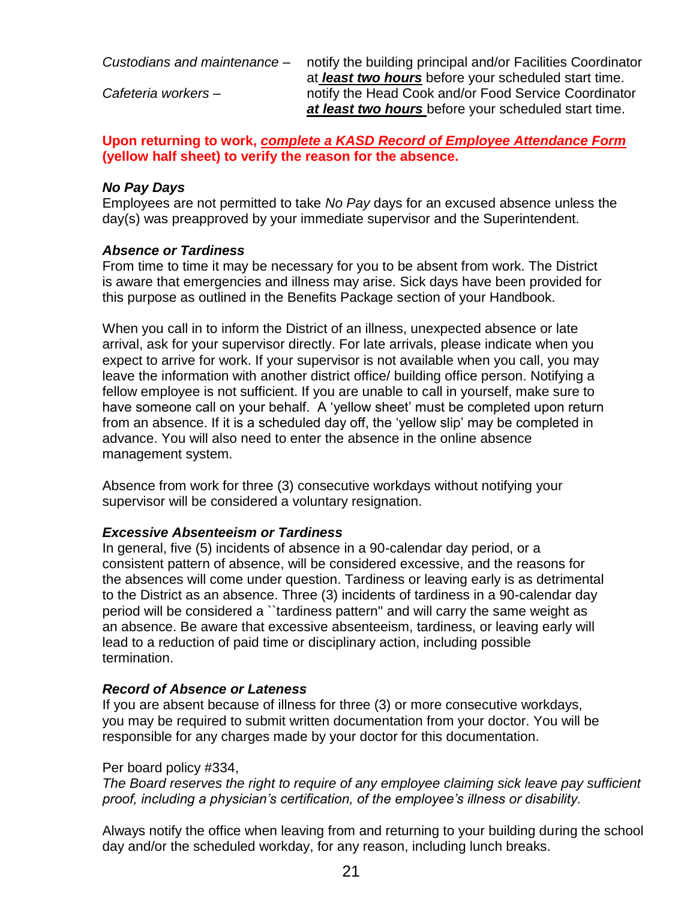*Custodians and maintenance* – notify the building principal and/or Facilities Coordinator at ***least two hours*** before your scheduled start time.

*Cafeteria workers* – notify the Head Cook and/or Food Service Coordinator ***at least two hours*** before your scheduled start time.

**Upon returning to work, *complete a KASD Record of Employee Attendance Form* (yellow half sheet) to verify the reason for the absence.**

***No Pay Days***

Employees are not permitted to take *No Pay* days for an excused absence unless the day(s) was preapproved by your immediate supervisor and the Superintendent.

***Absence or Tardiness***

From time to time it may be necessary for you to be absent from work. The District is aware that emergencies and illness may arise. Sick days have been provided for this purpose as outlined in the Benefits Package section of your Handbook.

When you call in to inform the District of an illness, unexpected absence or late arrival, ask for your supervisor directly. For late arrivals, please indicate when you expect to arrive for work. If your supervisor is not available when you call, you may leave the information with another district office/ building office person. Notifying a fellow employee is not sufficient. If you are unable to call in yourself, make sure to have someone call on your behalf. A 'yellow sheet' must be completed upon return from an absence. If it is a scheduled day off, the 'yellow slip' may be completed in advance. You will also need to enter the absence in the online absence management system.

Absence from work for three (3) consecutive workdays without notifying your supervisor will be considered a voluntary resignation.

***Excessive Absenteeism or Tardiness***

In general, five (5) incidents of absence in a 90-calendar day period, or a consistent pattern of absence, will be considered excessive, and the reasons for the absences will come under question. Tardiness or leaving early is as detrimental to the District as an absence. Three (3) incidents of tardiness in a 90-calendar day period will be considered a ``tardiness pattern'' and will carry the same weight as an absence. Be aware that excessive absenteeism, tardiness, or leaving early will lead to a reduction of paid time or disciplinary action, including possible termination.

***Record of Absence or Lateness***

If you are absent because of illness for three (3) or more consecutive workdays, you may be required to submit written documentation from your doctor. You will be responsible for any charges made by your doctor for this documentation.

Per board policy #334,

*The Board reserves the right to require of any employee claiming sick leave pay sufficient proof, including a physician's certification, of the employee's illness or disability.*

Always notify the office when leaving from and returning to your building during the school day and/or the scheduled workday, for any reason, including lunch breaks.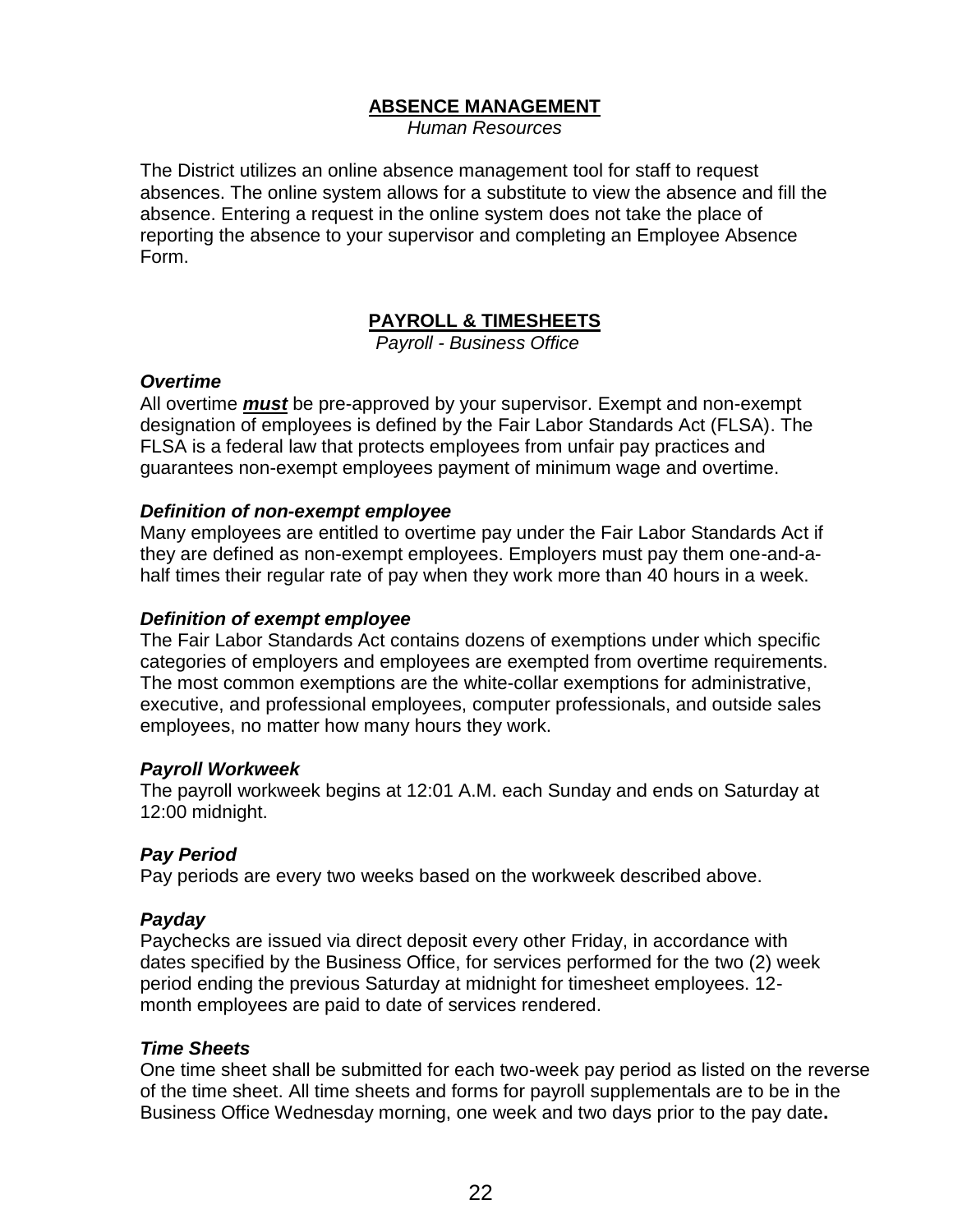## ABSENCE MANAGEMENT

*Human Resources*

The District utilizes an online absence management tool for staff to request absences. The online system allows for a substitute to view the absence and fill the absence. Entering a request in the online system does not take the place of reporting the absence to your supervisor and completing an Employee Absence Form.

## PAYROLL & TIMESHEETS

*Payroll - Business Office*

### *Overtime*

All overtime ***must*** be pre-approved by your supervisor. Exempt and non-exempt designation of employees is defined by the Fair Labor Standards Act (FLSA). The FLSA is a federal law that protects employees from unfair pay practices and guarantees non-exempt employees payment of minimum wage and overtime.

### *Definition of non-exempt employee*

Many employees are entitled to overtime pay under the Fair Labor Standards Act if they are defined as non-exempt employees. Employers must pay them one-and-a-half times their regular rate of pay when they work more than 40 hours in a week.

### *Definition of exempt employee*

The Fair Labor Standards Act contains dozens of exemptions under which specific categories of employers and employees are exempted from overtime requirements. The most common exemptions are the white-collar exemptions for administrative, executive, and professional employees, computer professionals, and outside sales employees, no matter how many hours they work.

### *Payroll Workweek*

The payroll workweek begins at 12:01 A.M. each Sunday and ends on Saturday at 12:00 midnight.

### *Pay Period*

Pay periods are every two weeks based on the workweek described above.

### *Payday*

Paychecks are issued via direct deposit every other Friday, in accordance with dates specified by the Business Office, for services performed for the two (2) week period ending the previous Saturday at midnight for timesheet employees. 12-month employees are paid to date of services rendered.

### *Time Sheets*

One time sheet shall be submitted for each two-week pay period as listed on the reverse of the time sheet. All time sheets and forms for payroll supplementals are to be in the Business Office Wednesday morning, one week and two days prior to the pay date**.**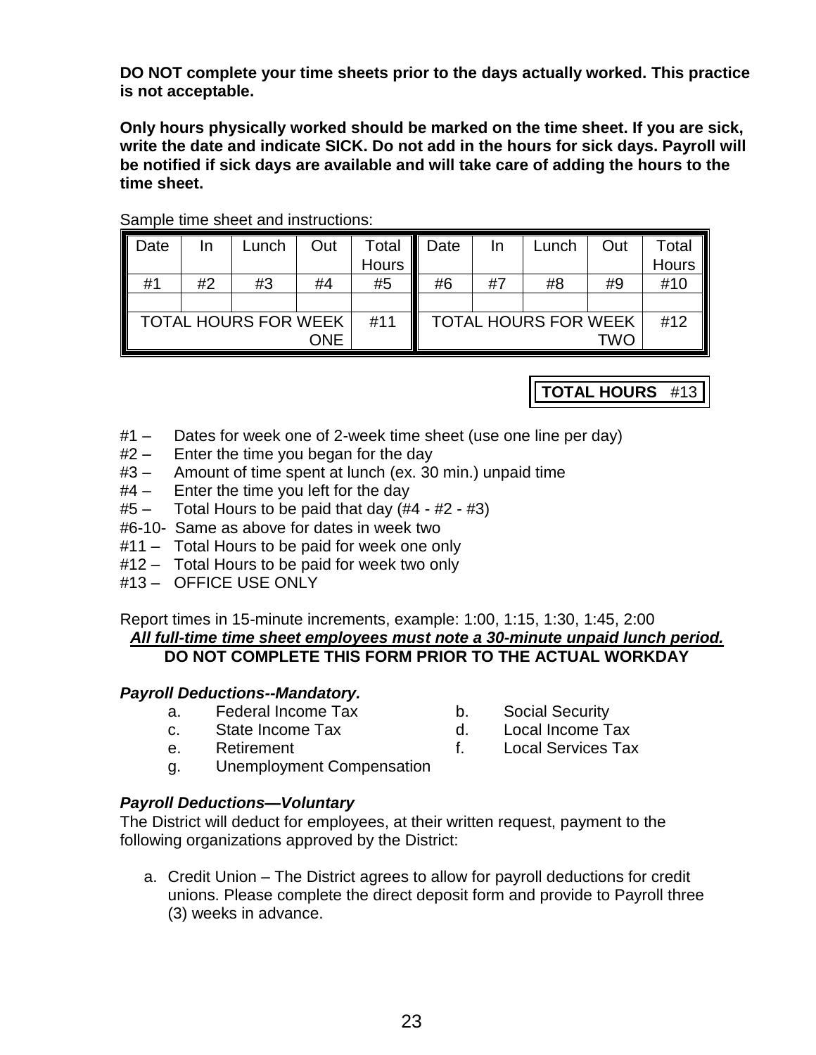**DO NOT complete your time sheets prior to the days actually worked. This practice is not acceptable.**

**Only hours physically worked should be marked on the time sheet. If you are sick, write the date and indicate SICK. Do not add in the hours for sick days. Payroll will be notified if sick days are available and will take care of adding the hours to the time sheet.**

Sample time sheet and instructions:

| Date | In | Lunch | Out | Total Hours | Date | In | Lunch | Out | Total Hours |
|---|---|---|---|---|---|---|---|---|---|
| #1 | #2 | #3 | #4 | #5 | #6 | #7 | #8 | #9 | #10 |
| | | | | | | | | | |
| TOTAL HOURS FOR WEEK ONE | | | | #11 | TOTAL HOURS FOR WEEK TWO | | | | #12 |

| **TOTAL HOURS** | #13 |
|---|---|

- #1 – Dates for week one of 2-week time sheet (use one line per day)
- #2 – Enter the time you began for the day
- #3 – Amount of time spent at lunch (ex. 30 min.) unpaid time
- #4 – Enter the time you left for the day
- #5 – Total Hours to be paid that day (#4 - #2 - #3)
- #6-10- Same as above for dates in week two
- #11 – Total Hours to be paid for week one only
- #12 – Total Hours to be paid for week two only
- #13 – OFFICE USE ONLY

Report times in 15-minute increments, example: 1:00, 1:15, 1:30, 1:45, 2:00

***All full-time time sheet employees must note a 30-minute unpaid lunch period.***

**DO NOT COMPLETE THIS FORM PRIOR TO THE ACTUAL WORKDAY**

***Payroll Deductions--Mandatory.***

a. Federal Income Tax
b. Social Security
c. State Income Tax
d. Local Income Tax
e. Retirement
f. Local Services Tax
g. Unemployment Compensation

***Payroll Deductions—Voluntary***

The District will deduct for employees, at their written request, payment to the following organizations approved by the District:

a. Credit Union – The District agrees to allow for payroll deductions for credit unions. Please complete the direct deposit form and provide to Payroll three (3) weeks in advance.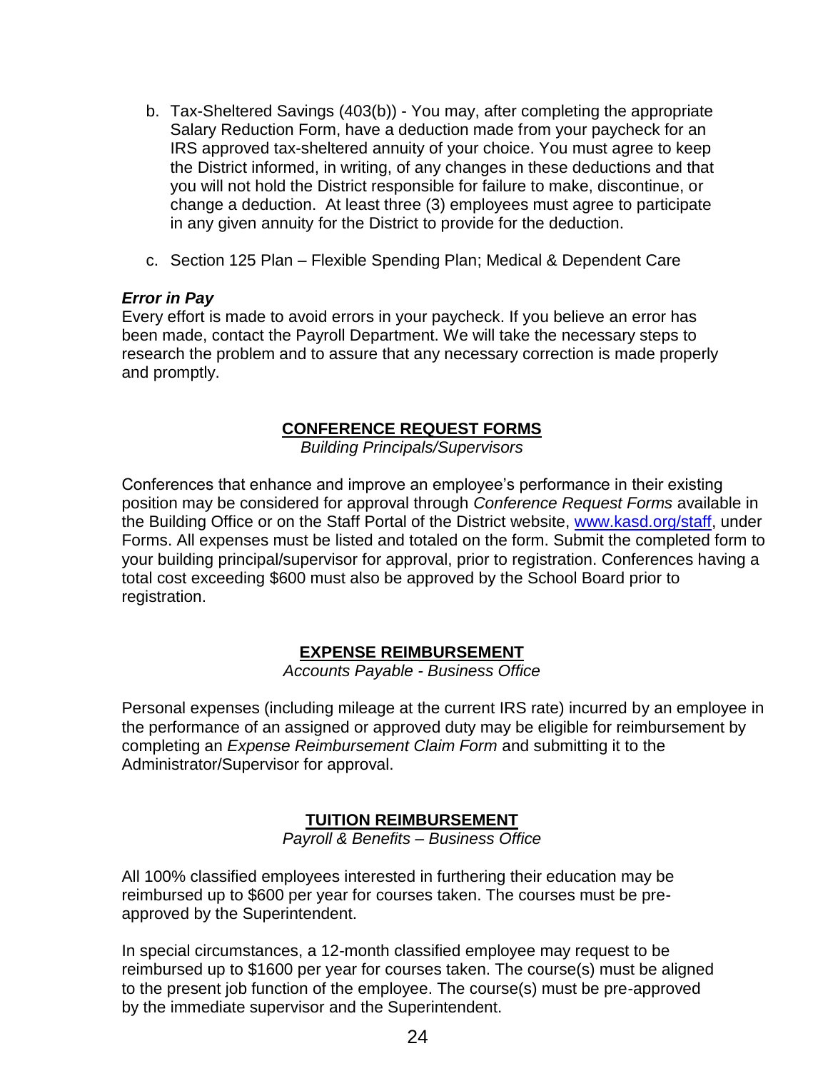b. Tax-Sheltered Savings (403(b)) - You may, after completing the appropriate Salary Reduction Form, have a deduction made from your paycheck for an IRS approved tax-sheltered annuity of your choice. You must agree to keep the District informed, in writing, of any changes in these deductions and that you will not hold the District responsible for failure to make, discontinue, or change a deduction. At least three (3) employees must agree to participate in any given annuity for the District to provide for the deduction.

c. Section 125 Plan – Flexible Spending Plan; Medical & Dependent Care

***Error in Pay***

Every effort is made to avoid errors in your paycheck. If you believe an error has been made, contact the Payroll Department. We will take the necessary steps to research the problem and to assure that any necessary correction is made properly and promptly.

## CONFERENCE REQUEST FORMS

*Building Principals/Supervisors*

Conferences that enhance and improve an employee's performance in their existing position may be considered for approval through *Conference Request Forms* available in the Building Office or on the Staff Portal of the District website, [www.kasd.org/staff](www.kasd.org/staff), under Forms. All expenses must be listed and totaled on the form. Submit the completed form to your building principal/supervisor for approval, prior to registration. Conferences having a total cost exceeding $600 must also be approved by the School Board prior to registration.

## EXPENSE REIMBURSEMENT

*Accounts Payable - Business Office*

Personal expenses (including mileage at the current IRS rate) incurred by an employee in the performance of an assigned or approved duty may be eligible for reimbursement by completing an *Expense Reimbursement Claim Form* and submitting it to the Administrator/Supervisor for approval.

## TUITION REIMBURSEMENT

*Payroll & Benefits – Business Office*

All 100% classified employees interested in furthering their education may be reimbursed up to $600 per year for courses taken. The courses must be pre-approved by the Superintendent.

In special circumstances, a 12-month classified employee may request to be reimbursed up to $1600 per year for courses taken. The course(s) must be aligned to the present job function of the employee. The course(s) must be pre-approved by the immediate supervisor and the Superintendent.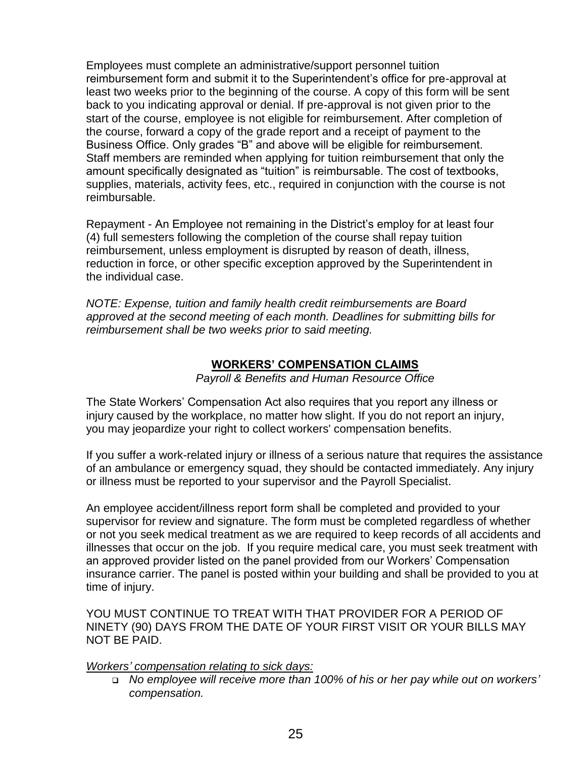Employees must complete an administrative/support personnel tuition reimbursement form and submit it to the Superintendent's office for pre-approval at least two weeks prior to the beginning of the course. A copy of this form will be sent back to you indicating approval or denial. If pre-approval is not given prior to the start of the course, employee is not eligible for reimbursement. After completion of the course, forward a copy of the grade report and a receipt of payment to the Business Office. Only grades "B" and above will be eligible for reimbursement. Staff members are reminded when applying for tuition reimbursement that only the amount specifically designated as "tuition" is reimbursable. The cost of textbooks, supplies, materials, activity fees, etc., required in conjunction with the course is not reimbursable.

Repayment - An Employee not remaining in the District's employ for at least four (4) full semesters following the completion of the course shall repay tuition reimbursement, unless employment is disrupted by reason of death, illness, reduction in force, or other specific exception approved by the Superintendent in the individual case.

*NOTE: Expense, tuition and family health credit reimbursements are Board approved at the second meeting of each month. Deadlines for submitting bills for reimbursement shall be two weeks prior to said meeting.*

## WORKERS' COMPENSATION CLAIMS

*Payroll & Benefits and Human Resource Office*

The State Workers' Compensation Act also requires that you report any illness or injury caused by the workplace, no matter how slight. If you do not report an injury, you may jeopardize your right to collect workers' compensation benefits.

If you suffer a work-related injury or illness of a serious nature that requires the assistance of an ambulance or emergency squad, they should be contacted immediately. Any injury or illness must be reported to your supervisor and the Payroll Specialist.

An employee accident/illness report form shall be completed and provided to your supervisor for review and signature. The form must be completed regardless of whether or not you seek medical treatment as we are required to keep records of all accidents and illnesses that occur on the job. If you require medical care, you must seek treatment with an approved provider listed on the panel provided from our Workers' Compensation insurance carrier. The panel is posted within your building and shall be provided to you at time of injury.

YOU MUST CONTINUE TO TREAT WITH THAT PROVIDER FOR A PERIOD OF NINETY (90) DAYS FROM THE DATE OF YOUR FIRST VISIT OR YOUR BILLS MAY NOT BE PAID.

*Workers' compensation relating to sick days:*

- *No employee will receive more than 100% of his or her pay while out on workers' compensation.*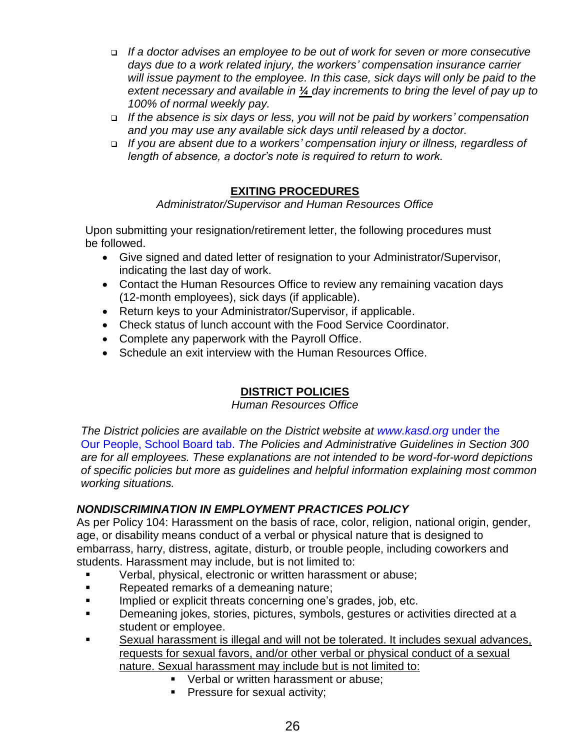- *If a doctor advises an employee to be out of work for seven or more consecutive days due to a work related injury, the workers' compensation insurance carrier will issue payment to the employee. In this case, sick days will only be paid to the extent necessary and available in <u>¼</u> day increments to bring the level of pay up to 100% of normal weekly pay.*
- *If the absence is six days or less, you will not be paid by workers' compensation and you may use any available sick days until released by a doctor.*
- *If you are absent due to a workers' compensation injury or illness, regardless of length of absence, a doctor's note is required to return to work.*

## EXITING PROCEDURES

*Administrator/Supervisor and Human Resources Office*

Upon submitting your resignation/retirement letter, the following procedures must be followed.

- Give signed and dated letter of resignation to your Administrator/Supervisor, indicating the last day of work.
- Contact the Human Resources Office to review any remaining vacation days (12-month employees), sick days (if applicable).
- Return keys to your Administrator/Supervisor, if applicable.
- Check status of lunch account with the Food Service Coordinator.
- Complete any paperwork with the Payroll Office.
- Schedule an exit interview with the Human Resources Office.

## DISTRICT POLICIES

*Human Resources Office*

*The District policies are available on the District website at www.kasd.org* under the Our People, School Board tab. *The Policies and Administrative Guidelines in Section 300 are for all employees. These explanations are not intended to be word-for-word depictions of specific policies but more as guidelines and helpful information explaining most common working situations.*

### *NONDISCRIMINATION IN EMPLOYMENT PRACTICES POLICY*

As per Policy 104: Harassment on the basis of race, color, religion, national origin, gender, age, or disability means conduct of a verbal or physical nature that is designed to embarrass, harry, distress, agitate, disturb, or trouble people, including coworkers and students. Harassment may include, but is not limited to:

- Verbal, physical, electronic or written harassment or abuse;
- Repeated remarks of a demeaning nature;
- Implied or explicit threats concerning one's grades, job, etc.
- Demeaning jokes, stories, pictures, symbols, gestures or activities directed at a student or employee.
- <u>Sexual harassment is illegal and will not be tolerated. It includes sexual advances, requests for sexual favors, and/or other verbal or physical conduct of a sexual nature. Sexual harassment may include but is not limited to:</u>
    - Verbal or written harassment or abuse;
    - Pressure for sexual activity;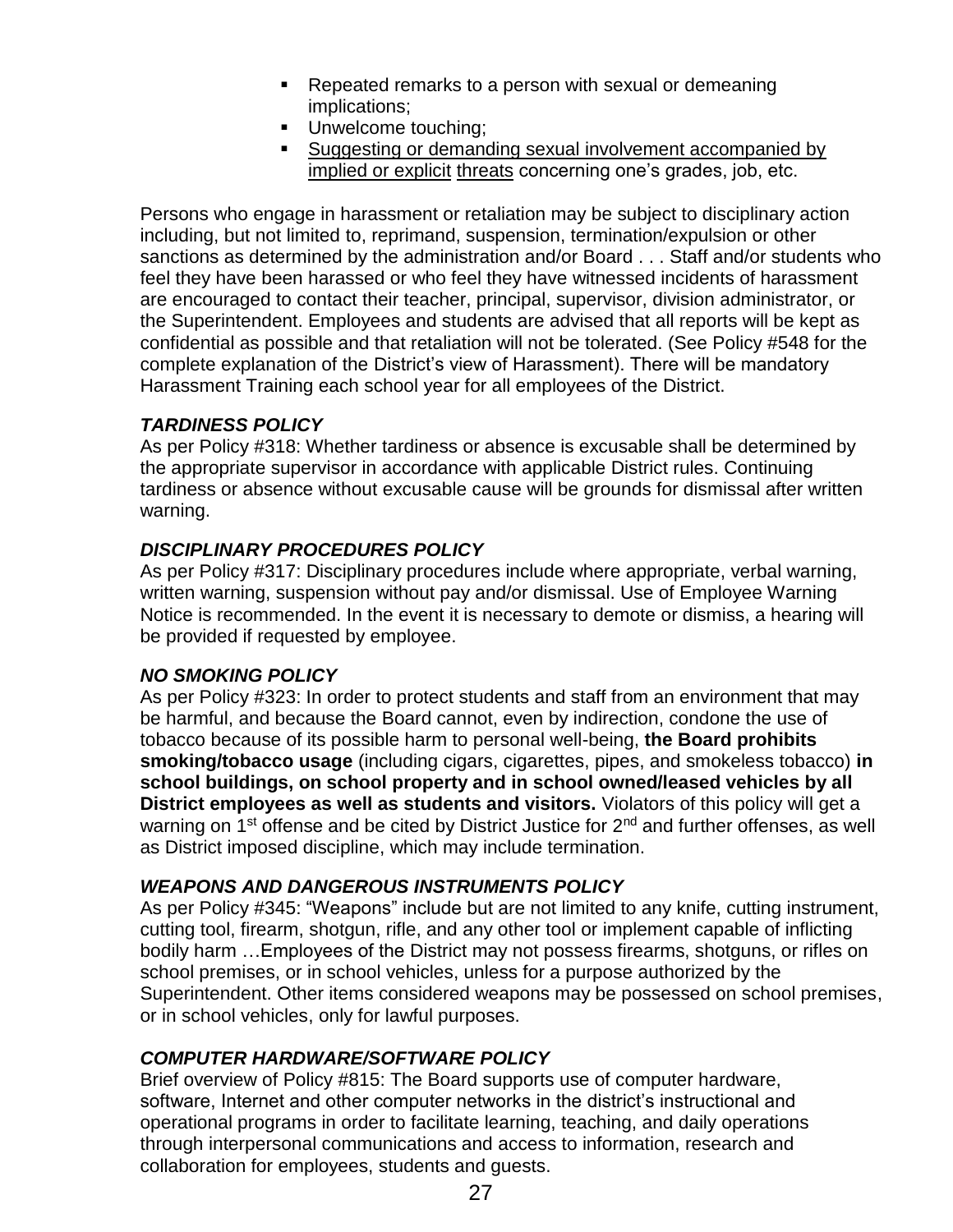- Repeated remarks to a person with sexual or demeaning implications;
- Unwelcome touching;
- <u>Suggesting or demanding sexual involvement accompanied by implied or explicit</u> <u>threats</u> concerning one's grades, job, etc.

Persons who engage in harassment or retaliation may be subject to disciplinary action including, but not limited to, reprimand, suspension, termination/expulsion or other sanctions as determined by the administration and/or Board . . . Staff and/or students who feel they have been harassed or who feel they have witnessed incidents of harassment are encouraged to contact their teacher, principal, supervisor, division administrator, or the Superintendent. Employees and students are advised that all reports will be kept as confidential as possible and that retaliation will not be tolerated. (See Policy #548 for the complete explanation of the District's view of Harassment). There will be mandatory Harassment Training each school year for all employees of the District.

***TARDINESS POLICY***

As per Policy #318: Whether tardiness or absence is excusable shall be determined by the appropriate supervisor in accordance with applicable District rules. Continuing tardiness or absence without excusable cause will be grounds for dismissal after written warning.

***DISCIPLINARY PROCEDURES POLICY***

As per Policy #317: Disciplinary procedures include where appropriate, verbal warning, written warning, suspension without pay and/or dismissal. Use of Employee Warning Notice is recommended. In the event it is necessary to demote or dismiss, a hearing will be provided if requested by employee.

***NO SMOKING POLICY***

As per Policy #323: In order to protect students and staff from an environment that may be harmful, and because the Board cannot, even by indirection, condone the use of tobacco because of its possible harm to personal well-being, **the Board prohibits smoking/tobacco usage** (including cigars, cigarettes, pipes, and smokeless tobacco) **in school buildings, on school property and in school owned/leased vehicles by all District employees as well as students and visitors.** Violators of this policy will get a warning on 1st offense and be cited by District Justice for 2nd and further offenses, as well as District imposed discipline, which may include termination.

***WEAPONS AND DANGEROUS INSTRUMENTS POLICY***

As per Policy #345: "Weapons" include but are not limited to any knife, cutting instrument, cutting tool, firearm, shotgun, rifle, and any other tool or implement capable of inflicting bodily harm …Employees of the District may not possess firearms, shotguns, or rifles on school premises, or in school vehicles, unless for a purpose authorized by the Superintendent. Other items considered weapons may be possessed on school premises, or in school vehicles, only for lawful purposes.

***COMPUTER HARDWARE/SOFTWARE POLICY***

Brief overview of Policy #815: The Board supports use of computer hardware, software, Internet and other computer networks in the district's instructional and operational programs in order to facilitate learning, teaching, and daily operations through interpersonal communications and access to information, research and collaboration for employees, students and guests.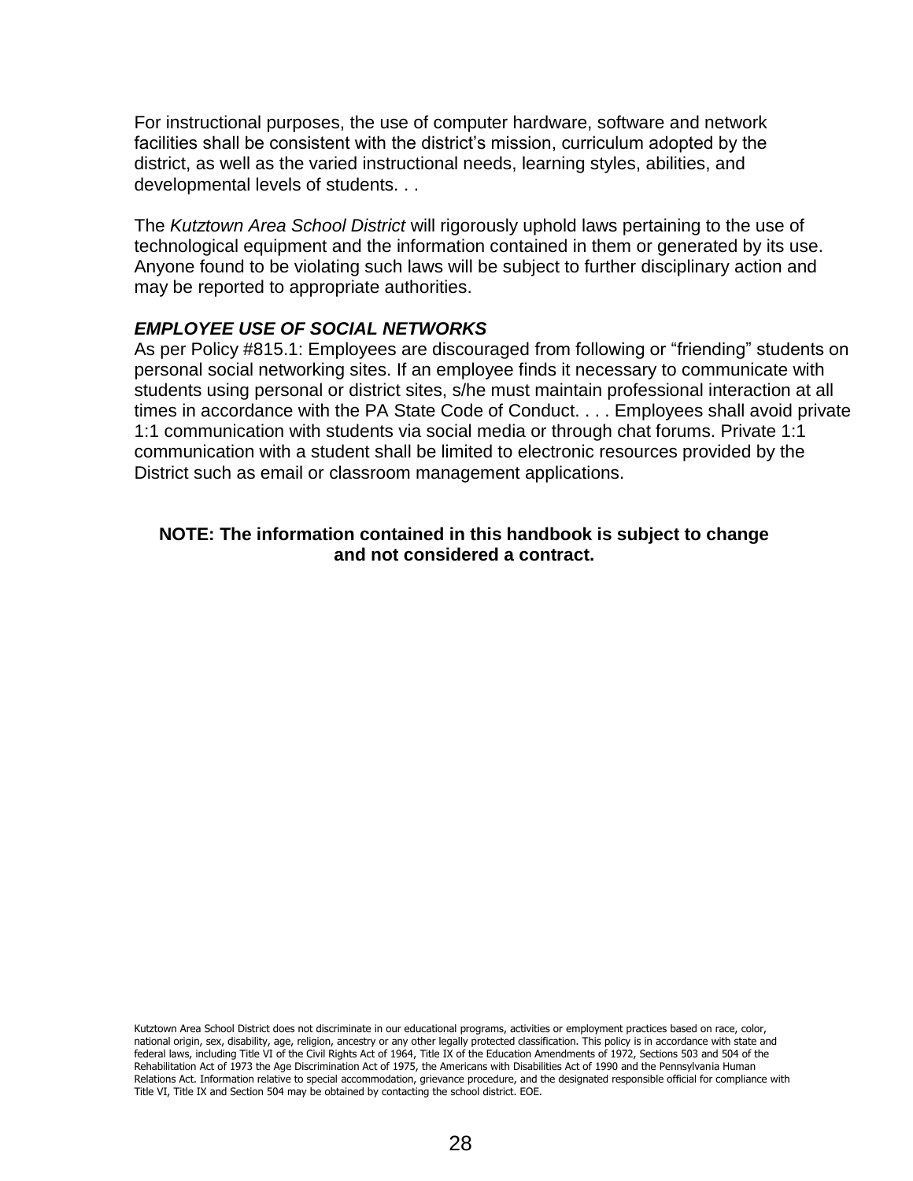For instructional purposes, the use of computer hardware, software and network facilities shall be consistent with the district's mission, curriculum adopted by the district, as well as the varied instructional needs, learning styles, abilities, and developmental levels of students. . .

The *Kutztown Area School District* will rigorously uphold laws pertaining to the use of technological equipment and the information contained in them or generated by its use. Anyone found to be violating such laws will be subject to further disciplinary action and may be reported to appropriate authorities.

***EMPLOYEE USE OF SOCIAL NETWORKS***

As per Policy #815.1: Employees are discouraged from following or "friending" students on personal social networking sites. If an employee finds it necessary to communicate with students using personal or district sites, s/he must maintain professional interaction at all times in accordance with the PA State Code of Conduct. . . . Employees shall avoid private 1:1 communication with students via social media or through chat forums. Private 1:1 communication with a student shall be limited to electronic resources provided by the District such as email or classroom management applications.

**NOTE: The information contained in this handbook is subject to change and not considered a contract.**

Kutztown Area School District does not discriminate in our educational programs, activities or employment practices based on race, color, national origin, sex, disability, age, religion, ancestry or any other legally protected classification. This policy is in accordance with state and federal laws, including Title VI of the Civil Rights Act of 1964, Title IX of the Education Amendments of 1972, Sections 503 and 504 of the Rehabilitation Act of 1973 the Age Discrimination Act of 1975, the Americans with Disabilities Act of 1990 and the Pennsylvania Human Relations Act. Information relative to special accommodation, grievance procedure, and the designated responsible official for compliance with Title VI, Title IX and Section 504 may be obtained by contacting the school district. EOE.